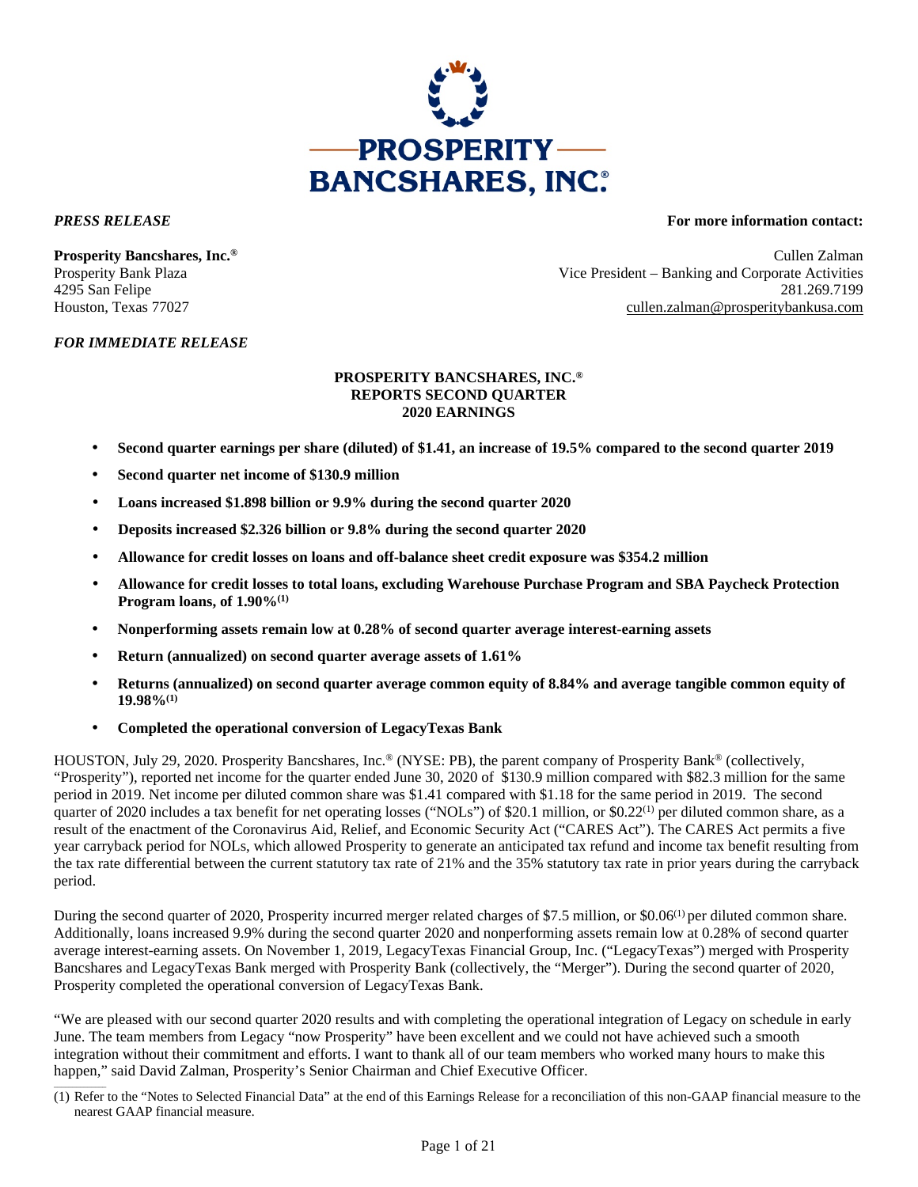PROSPERITY BANCSHARES, INC.®

*PRESS RELEASE*

**For more information contact:**

**Prosperity Bancshares, Inc.®**
Prosperity Bank Plaza
4295 San Felipe
Houston, Texas 77027

Cullen Zalman
Vice President – Banking and Corporate Activities
281.269.7199
cullen.zalman@prosperitybankusa.com

*FOR IMMEDIATE RELEASE*

**PROSPERITY BANCSHARES, INC.®**
**REPORTS SECOND QUARTER**
**2020 EARNINGS**

- **Second quarter earnings per share (diluted) of $1.41, an increase of 19.5% compared to the second quarter 2019**
- **Second quarter net income of $130.9 million**
- **Loans increased $1.898 billion or 9.9% during the second quarter 2020**
- **Deposits increased $2.326 billion or 9.8% during the second quarter 2020**
- **Allowance for credit losses on loans and off-balance sheet credit exposure was $354.2 million**
- **Allowance for credit losses to total loans, excluding Warehouse Purchase Program and SBA Paycheck Protection Program loans, of 1.90%(1)**
- **Nonperforming assets remain low at 0.28% of second quarter average interest-earning assets**
- **Return (annualized) on second quarter average assets of 1.61%**
- **Returns (annualized) on second quarter average common equity of 8.84% and average tangible common equity of 19.98%(1)**
- **Completed the operational conversion of LegacyTexas Bank**

HOUSTON, July 29, 2020. Prosperity Bancshares, Inc.® (NYSE: PB), the parent company of Prosperity Bank® (collectively, "Prosperity"), reported net income for the quarter ended June 30, 2020 of $130.9 million compared with $82.3 million for the same period in 2019. Net income per diluted common share was $1.41 compared with $1.18 for the same period in 2019. The second quarter of 2020 includes a tax benefit for net operating losses ("NOLs") of $20.1 million, or $0.22(1) per diluted common share, as a result of the enactment of the Coronavirus Aid, Relief, and Economic Security Act ("CARES Act"). The CARES Act permits a five year carryback period for NOLs, which allowed Prosperity to generate an anticipated tax refund and income tax benefit resulting from the tax rate differential between the current statutory tax rate of 21% and the 35% statutory tax rate in prior years during the carryback period.

During the second quarter of 2020, Prosperity incurred merger related charges of $7.5 million, or $0.06(1) per diluted common share. Additionally, loans increased 9.9% during the second quarter 2020 and nonperforming assets remain low at 0.28% of second quarter average interest-earning assets. On November 1, 2019, LegacyTexas Financial Group, Inc. ("LegacyTexas") merged with Prosperity Bancshares and LegacyTexas Bank merged with Prosperity Bank (collectively, the "Merger"). During the second quarter of 2020, Prosperity completed the operational conversion of LegacyTexas Bank.

"We are pleased with our second quarter 2020 results and with completing the operational integration of Legacy on schedule in early June. The team members from Legacy "now Prosperity" have been excellent and we could not have achieved such a smooth integration without their commitment and efforts. I want to thank all of our team members who worked many hours to make this happen," said David Zalman, Prosperity's Senior Chairman and Chief Executive Officer.

(1) Refer to the "Notes to Selected Financial Data" at the end of this Earnings Release for a reconciliation of this non-GAAP financial measure to the nearest GAAP financial measure.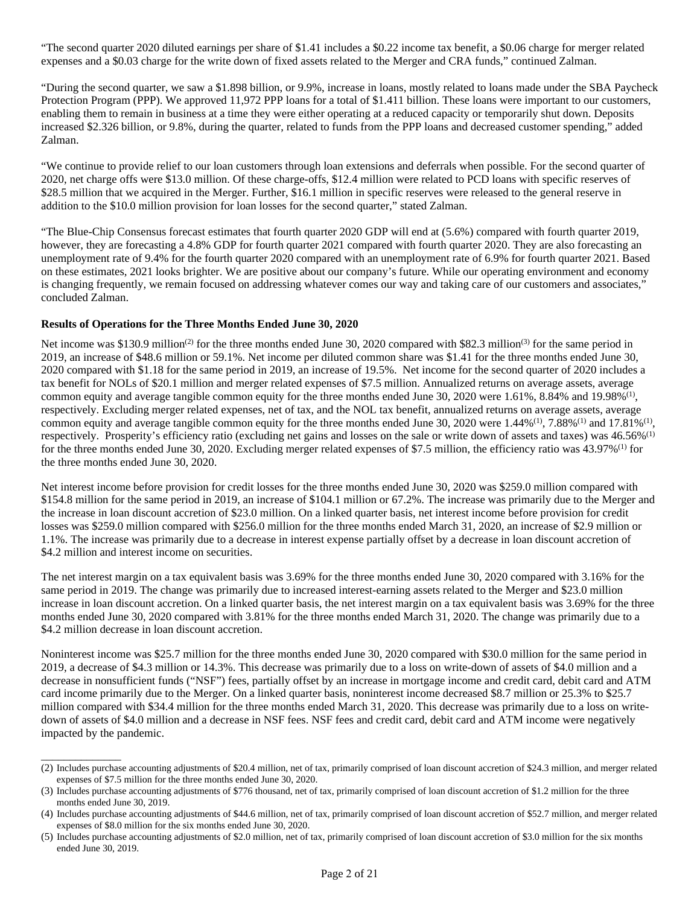"The second quarter 2020 diluted earnings per share of $1.41 includes a $0.22 income tax benefit, a $0.06 charge for merger related expenses and a $0.03 charge for the write down of fixed assets related to the Merger and CRA funds," continued Zalman.

"During the second quarter, we saw a $1.898 billion, or 9.9%, increase in loans, mostly related to loans made under the SBA Paycheck Protection Program (PPP). We approved 11,972 PPP loans for a total of $1.411 billion. These loans were important to our customers, enabling them to remain in business at a time they were either operating at a reduced capacity or temporarily shut down. Deposits increased $2.326 billion, or 9.8%, during the quarter, related to funds from the PPP loans and decreased customer spending," added Zalman.

"We continue to provide relief to our loan customers through loan extensions and deferrals when possible. For the second quarter of 2020, net charge offs were $13.0 million. Of these charge-offs, $12.4 million were related to PCD loans with specific reserves of $28.5 million that we acquired in the Merger. Further, $16.1 million in specific reserves were released to the general reserve in addition to the $10.0 million provision for loan losses for the second quarter," stated Zalman.

"The Blue-Chip Consensus forecast estimates that fourth quarter 2020 GDP will end at (5.6%) compared with fourth quarter 2019, however, they are forecasting a 4.8% GDP for fourth quarter 2021 compared with fourth quarter 2020. They are also forecasting an unemployment rate of 9.4% for the fourth quarter 2020 compared with an unemployment rate of 6.9% for fourth quarter 2021. Based on these estimates, 2021 looks brighter. We are positive about our company's future. While our operating environment and economy is changing frequently, we remain focused on addressing whatever comes our way and taking care of our customers and associates," concluded Zalman.

**Results of Operations for the Three Months Ended June 30, 2020**

Net income was $130.9 million[2] for the three months ended June 30, 2020 compared with $82.3 million[3] for the same period in 2019, an increase of $48.6 million or 59.1%. Net income per diluted common share was $1.41 for the three months ended June 30, 2020 compared with $1.18 for the same period in 2019, an increase of 19.5%. Net income for the second quarter of 2020 includes a tax benefit for NOLs of $20.1 million and merger related expenses of $7.5 million. Annualized returns on average assets, average common equity and average tangible common equity for the three months ended June 30, 2020 were 1.61%, 8.84% and 19.98%[1], respectively. Excluding merger related expenses, net of tax, and the NOL tax benefit, annualized returns on average assets, average common equity and average tangible common equity for the three months ended June 30, 2020 were 1.44%[1], 7.88%[1] and 17.81%[1], respectively. Prosperity's efficiency ratio (excluding net gains and losses on the sale or write down of assets and taxes) was 46.56%[1] for the three months ended June 30, 2020. Excluding merger related expenses of $7.5 million, the efficiency ratio was 43.97%[1] for the three months ended June 30, 2020.

Net interest income before provision for credit losses for the three months ended June 30, 2020 was $259.0 million compared with $154.8 million for the same period in 2019, an increase of $104.1 million or 67.2%. The increase was primarily due to the Merger and the increase in loan discount accretion of $23.0 million. On a linked quarter basis, net interest income before provision for credit losses was $259.0 million compared with $256.0 million for the three months ended March 31, 2020, an increase of $2.9 million or 1.1%. The increase was primarily due to a decrease in interest expense partially offset by a decrease in loan discount accretion of $4.2 million and interest income on securities.

The net interest margin on a tax equivalent basis was 3.69% for the three months ended June 30, 2020 compared with 3.16% for the same period in 2019. The change was primarily due to increased interest-earning assets related to the Merger and $23.0 million increase in loan discount accretion. On a linked quarter basis, the net interest margin on a tax equivalent basis was 3.69% for the three months ended June 30, 2020 compared with 3.81% for the three months ended March 31, 2020. The change was primarily due to a $4.2 million decrease in loan discount accretion.

Noninterest income was $25.7 million for the three months ended June 30, 2020 compared with $30.0 million for the same period in 2019, a decrease of $4.3 million or 14.3%. This decrease was primarily due to a loss on write-down of assets of $4.0 million and a decrease in nonsufficient funds ("NSF") fees, partially offset by an increase in mortgage income and credit card, debit card and ATM card income primarily due to the Merger. On a linked quarter basis, noninterest income decreased $8.7 million or 25.3% to $25.7 million compared with $34.4 million for the three months ended March 31, 2020. This decrease was primarily due to a loss on write-down of assets of $4.0 million and a decrease in NSF fees. NSF fees and credit card, debit card and ATM income were negatively impacted by the pandemic.

---

(2) Includes purchase accounting adjustments of $20.4 million, net of tax, primarily comprised of loan discount accretion of $24.3 million, and merger related expenses of $7.5 million for the three months ended June 30, 2020.

(3) Includes purchase accounting adjustments of $776 thousand, net of tax, primarily comprised of loan discount accretion of $1.2 million for the three months ended June 30, 2019.

(4) Includes purchase accounting adjustments of $44.6 million, net of tax, primarily comprised of loan discount accretion of $52.7 million, and merger related expenses of $8.0 million for the six months ended June 30, 2020.

(5) Includes purchase accounting adjustments of $2.0 million, net of tax, primarily comprised of loan discount accretion of $3.0 million for the six months ended June 30, 2019.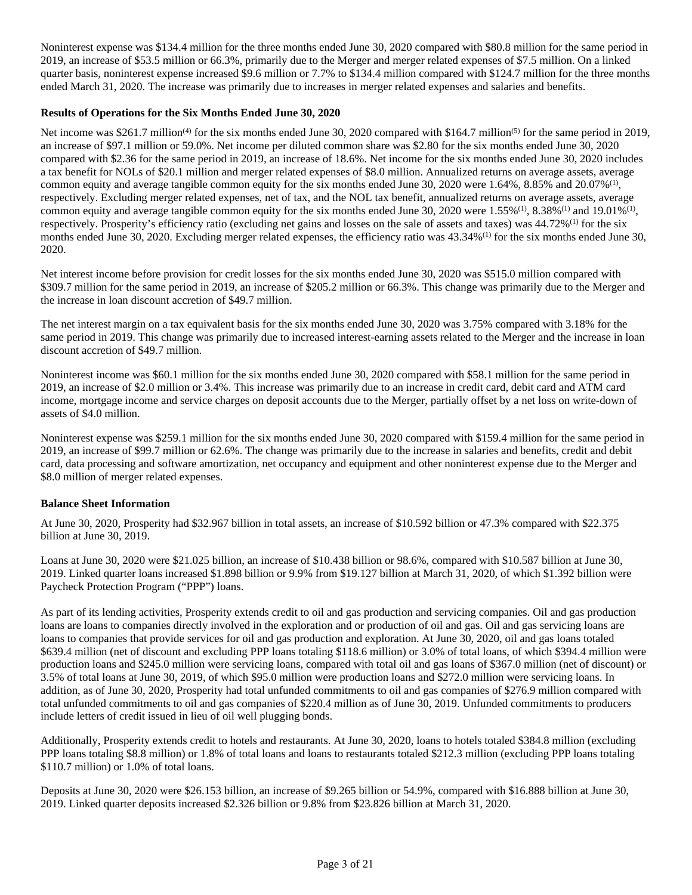Noninterest expense was $134.4 million for the three months ended June 30, 2020 compared with $80.8 million for the same period in 2019, an increase of $53.5 million or 66.3%, primarily due to the Merger and merger related expenses of $7.5 million. On a linked quarter basis, noninterest expense increased $9.6 million or 7.7% to $134.4 million compared with $124.7 million for the three months ended March 31, 2020. The increase was primarily due to increases in merger related expenses and salaries and benefits.

**Results of Operations for the Six Months Ended June 30, 2020**

Net income was $261.7 million[(4)] for the six months ended June 30, 2020 compared with $164.7 million[(5)] for the same period in 2019, an increase of $97.1 million or 59.0%. Net income per diluted common share was $2.80 for the six months ended June 30, 2020 compared with $2.36 for the same period in 2019, an increase of 18.6%. Net income for the six months ended June 30, 2020 includes a tax benefit for NOLs of $20.1 million and merger related expenses of $8.0 million. Annualized returns on average assets, average common equity and average tangible common equity for the six months ended June 30, 2020 were 1.64%, 8.85% and 20.07%[(1)], respectively. Excluding merger related expenses, net of tax, and the NOL tax benefit, annualized returns on average assets, average common equity and average tangible common equity for the six months ended June 30, 2020 were 1.55%[(1)], 8.38%[(1)] and 19.01%[(1)], respectively. Prosperity's efficiency ratio (excluding net gains and losses on the sale of assets and taxes) was 44.72%[(1)] for the six months ended June 30, 2020. Excluding merger related expenses, the efficiency ratio was 43.34%[(1)] for the six months ended June 30, 2020.

Net interest income before provision for credit losses for the six months ended June 30, 2020 was $515.0 million compared with $309.7 million for the same period in 2019, an increase of $205.2 million or 66.3%. This change was primarily due to the Merger and the increase in loan discount accretion of $49.7 million.

The net interest margin on a tax equivalent basis for the six months ended June 30, 2020 was 3.75% compared with 3.18% for the same period in 2019. This change was primarily due to increased interest-earning assets related to the Merger and the increase in loan discount accretion of $49.7 million.

Noninterest income was $60.1 million for the six months ended June 30, 2020 compared with $58.1 million for the same period in 2019, an increase of $2.0 million or 3.4%. This increase was primarily due to an increase in credit card, debit card and ATM card income, mortgage income and service charges on deposit accounts due to the Merger, partially offset by a net loss on write-down of assets of $4.0 million.

Noninterest expense was $259.1 million for the six months ended June 30, 2020 compared with $159.4 million for the same period in 2019, an increase of $99.7 million or 62.6%. The change was primarily due to the increase in salaries and benefits, credit and debit card, data processing and software amortization, net occupancy and equipment and other noninterest expense due to the Merger and $8.0 million of merger related expenses.

**Balance Sheet Information**

At June 30, 2020, Prosperity had $32.967 billion in total assets, an increase of $10.592 billion or 47.3% compared with $22.375 billion at June 30, 2019.

Loans at June 30, 2020 were $21.025 billion, an increase of $10.438 billion or 98.6%, compared with $10.587 billion at June 30, 2019. Linked quarter loans increased $1.898 billion or 9.9% from $19.127 billion at March 31, 2020, of which $1.392 billion were Paycheck Protection Program ("PPP") loans.

As part of its lending activities, Prosperity extends credit to oil and gas production and servicing companies. Oil and gas production loans are loans to companies directly involved in the exploration and or production of oil and gas. Oil and gas servicing loans are loans to companies that provide services for oil and gas production and exploration. At June 30, 2020, oil and gas loans totaled $639.4 million (net of discount and excluding PPP loans totaling $118.6 million) or 3.0% of total loans, of which $394.4 million were production loans and $245.0 million were servicing loans, compared with total oil and gas loans of $367.0 million (net of discount) or 3.5% of total loans at June 30, 2019, of which $95.0 million were production loans and $272.0 million were servicing loans. In addition, as of June 30, 2020, Prosperity had total unfunded commitments to oil and gas companies of $276.9 million compared with total unfunded commitments to oil and gas companies of $220.4 million as of June 30, 2019. Unfunded commitments to producers include letters of credit issued in lieu of oil well plugging bonds.

Additionally, Prosperity extends credit to hotels and restaurants. At June 30, 2020, loans to hotels totaled $384.8 million (excluding PPP loans totaling $8.8 million) or 1.8% of total loans and loans to restaurants totaled $212.3 million (excluding PPP loans totaling $110.7 million) or 1.0% of total loans.

Deposits at June 30, 2020 were $26.153 billion, an increase of $9.265 billion or 54.9%, compared with $16.888 billion at June 30, 2019. Linked quarter deposits increased $2.326 billion or 9.8% from $23.826 billion at March 31, 2020.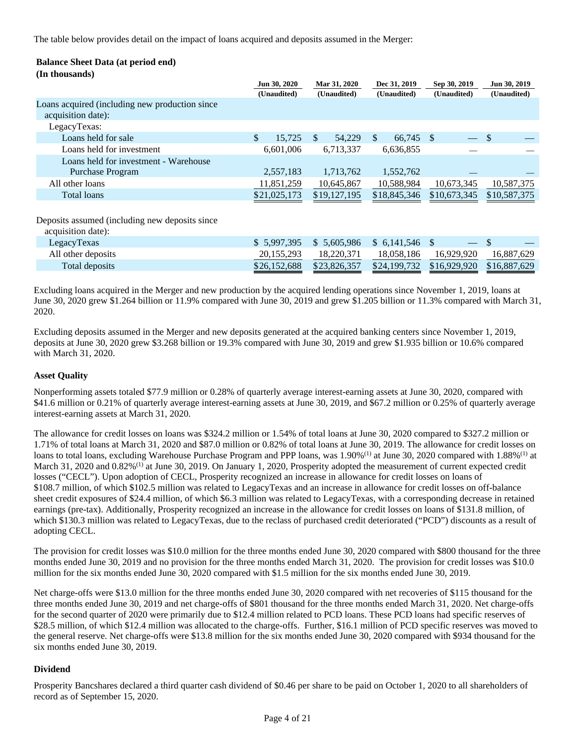The table below provides detail on the impact of loans acquired and deposits assumed in the Merger:

**Balance Sheet Data (at period end)**
**(In thousands)**

| | Jun 30, 2020 (Unaudited) | Mar 31, 2020 (Unaudited) | Dec 31, 2019 (Unaudited) | Sep 30, 2019 (Unaudited) | Jun 30, 2019 (Unaudited) |
|---|---|---|---|---|---|
| Loans acquired (including new production since acquisition date): | | | | | |
| LegacyTexas: | | | | | |
| Loans held for sale | $ 15,725 | $ 54,229 | $ 66,745 | $ — | $ — |
| Loans held for investment | 6,601,006 | 6,713,337 | 6,636,855 | — | — |
| Loans held for investment - Warehouse Purchase Program | 2,557,183 | 1,713,762 | 1,552,762 | — | — |
| All other loans | 11,851,259 | 10,645,867 | 10,588,984 | 10,673,345 | 10,587,375 |
| Total loans | $21,025,173 | $19,127,195 | $18,845,346 | $10,673,345 | $10,587,375 |
| | | | | | |
| Deposits assumed (including new deposits since acquisition date): | | | | | |
| LegacyTexas | $ 5,997,395 | $ 5,605,986 | $ 6,141,546 | $ — | $ — |
| All other deposits | 20,155,293 | 18,220,371 | 18,058,186 | 16,929,920 | 16,887,629 |
| Total deposits | $26,152,688 | $23,826,357 | $24,199,732 | $16,929,920 | $16,887,629 |

Excluding loans acquired in the Merger and new production by the acquired lending operations since November 1, 2019, loans at June 30, 2020 grew $1.264 billion or 11.9% compared with June 30, 2019 and grew $1.205 billion or 11.3% compared with March 31, 2020.

Excluding deposits assumed in the Merger and new deposits generated at the acquired banking centers since November 1, 2019, deposits at June 30, 2020 grew $3.268 billion or 19.3% compared with June 30, 2019 and grew $1.935 billion or 10.6% compared with March 31, 2020.

**Asset Quality**

Nonperforming assets totaled $77.9 million or 0.28% of quarterly average interest-earning assets at June 30, 2020, compared with $41.6 million or 0.21% of quarterly average interest-earning assets at June 30, 2019, and $67.2 million or 0.25% of quarterly average interest-earning assets at March 31, 2020.

The allowance for credit losses on loans was $324.2 million or 1.54% of total loans at June 30, 2020 compared to $327.2 million or 1.71% of total loans at March 31, 2020 and $87.0 million or 0.82% of total loans at June 30, 2019. The allowance for credit losses on loans to total loans, excluding Warehouse Purchase Program and PPP loans, was 1.90%[1] at June 30, 2020 compared with 1.88%[1] at March 31, 2020 and 0.82%[1] at June 30, 2019. On January 1, 2020, Prosperity adopted the measurement of current expected credit losses ("CECL"). Upon adoption of CECL, Prosperity recognized an increase in allowance for credit losses on loans of $108.7 million, of which $102.5 million was related to LegacyTexas and an increase in allowance for credit losses on off-balance sheet credit exposures of $24.4 million, of which $6.3 million was related to LegacyTexas, with a corresponding decrease in retained earnings (pre-tax). Additionally, Prosperity recognized an increase in the allowance for credit losses on loans of $131.8 million, of which $130.3 million was related to LegacyTexas, due to the reclass of purchased credit deteriorated ("PCD") discounts as a result of adopting CECL.

The provision for credit losses was $10.0 million for the three months ended June 30, 2020 compared with $800 thousand for the three months ended June 30, 2019 and no provision for the three months ended March 31, 2020. The provision for credit losses was $10.0 million for the six months ended June 30, 2020 compared with $1.5 million for the six months ended June 30, 2019.

Net charge-offs were $13.0 million for the three months ended June 30, 2020 compared with net recoveries of $115 thousand for the three months ended June 30, 2019 and net charge-offs of $801 thousand for the three months ended March 31, 2020. Net charge-offs for the second quarter of 2020 were primarily due to $12.4 million related to PCD loans. These PCD loans had specific reserves of $28.5 million, of which $12.4 million was allocated to the charge-offs. Further, $16.1 million of PCD specific reserves was moved to the general reserve. Net charge-offs were $13.8 million for the six months ended June 30, 2020 compared with $934 thousand for the six months ended June 30, 2019.

**Dividend**

Prosperity Bancshares declared a third quarter cash dividend of $0.46 per share to be paid on October 1, 2020 to all shareholders of record as of September 15, 2020.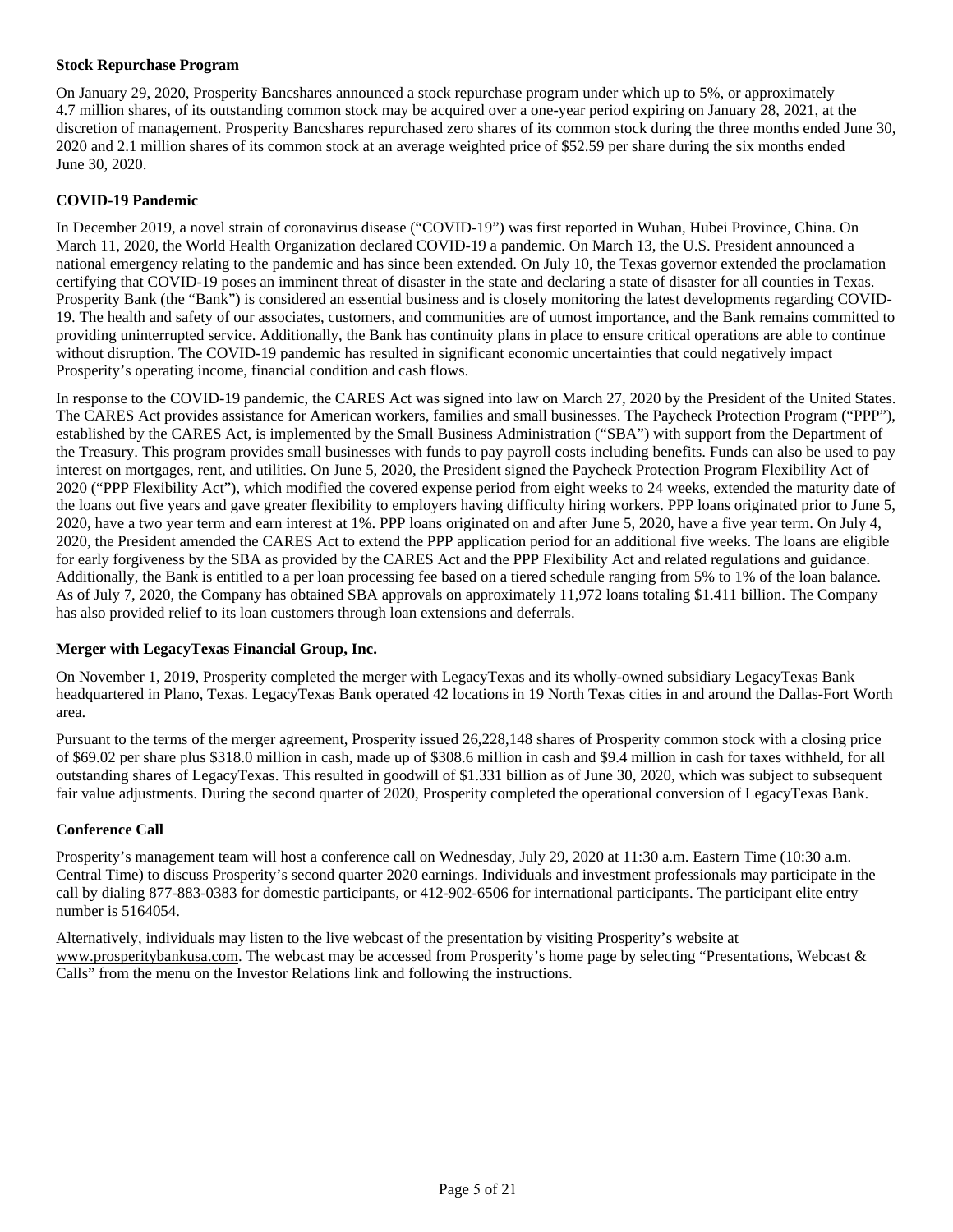**Stock Repurchase Program**

On January 29, 2020, Prosperity Bancshares announced a stock repurchase program under which up to 5%, or approximately 4.7 million shares, of its outstanding common stock may be acquired over a one-year period expiring on January 28, 2021, at the discretion of management. Prosperity Bancshares repurchased zero shares of its common stock during the three months ended June 30, 2020 and 2.1 million shares of its common stock at an average weighted price of $52.59 per share during the six months ended June 30, 2020.

**COVID-19 Pandemic**

In December 2019, a novel strain of coronavirus disease ("COVID-19") was first reported in Wuhan, Hubei Province, China. On March 11, 2020, the World Health Organization declared COVID-19 a pandemic. On March 13, the U.S. President announced a national emergency relating to the pandemic and has since been extended. On July 10, the Texas governor extended the proclamation certifying that COVID-19 poses an imminent threat of disaster in the state and declaring a state of disaster for all counties in Texas. Prosperity Bank (the "Bank") is considered an essential business and is closely monitoring the latest developments regarding COVID-19. The health and safety of our associates, customers, and communities are of utmost importance, and the Bank remains committed to providing uninterrupted service. Additionally, the Bank has continuity plans in place to ensure critical operations are able to continue without disruption. The COVID-19 pandemic has resulted in significant economic uncertainties that could negatively impact Prosperity's operating income, financial condition and cash flows.

In response to the COVID-19 pandemic, the CARES Act was signed into law on March 27, 2020 by the President of the United States. The CARES Act provides assistance for American workers, families and small businesses. The Paycheck Protection Program ("PPP"), established by the CARES Act, is implemented by the Small Business Administration ("SBA") with support from the Department of the Treasury. This program provides small businesses with funds to pay payroll costs including benefits. Funds can also be used to pay interest on mortgages, rent, and utilities. On June 5, 2020, the President signed the Paycheck Protection Program Flexibility Act of 2020 ("PPP Flexibility Act"), which modified the covered expense period from eight weeks to 24 weeks, extended the maturity date of the loans out five years and gave greater flexibility to employers having difficulty hiring workers. PPP loans originated prior to June 5, 2020, have a two year term and earn interest at 1%. PPP loans originated on and after June 5, 2020, have a five year term. On July 4, 2020, the President amended the CARES Act to extend the PPP application period for an additional five weeks. The loans are eligible for early forgiveness by the SBA as provided by the CARES Act and the PPP Flexibility Act and related regulations and guidance. Additionally, the Bank is entitled to a per loan processing fee based on a tiered schedule ranging from 5% to 1% of the loan balance. As of July 7, 2020, the Company has obtained SBA approvals on approximately 11,972 loans totaling $1.411 billion. The Company has also provided relief to its loan customers through loan extensions and deferrals.

**Merger with LegacyTexas Financial Group, Inc.**

On November 1, 2019, Prosperity completed the merger with LegacyTexas and its wholly-owned subsidiary LegacyTexas Bank headquartered in Plano, Texas. LegacyTexas Bank operated 42 locations in 19 North Texas cities in and around the Dallas-Fort Worth area.

Pursuant to the terms of the merger agreement, Prosperity issued 26,228,148 shares of Prosperity common stock with a closing price of $69.02 per share plus $318.0 million in cash, made up of $308.6 million in cash and $9.4 million in cash for taxes withheld, for all outstanding shares of LegacyTexas. This resulted in goodwill of $1.331 billion as of June 30, 2020, which was subject to subsequent fair value adjustments. During the second quarter of 2020, Prosperity completed the operational conversion of LegacyTexas Bank.

**Conference Call**

Prosperity's management team will host a conference call on Wednesday, July 29, 2020 at 11:30 a.m. Eastern Time (10:30 a.m. Central Time) to discuss Prosperity's second quarter 2020 earnings. Individuals and investment professionals may participate in the call by dialing 877-883-0383 for domestic participants, or 412-902-6506 for international participants. The participant elite entry number is 5164054.

Alternatively, individuals may listen to the live webcast of the presentation by visiting Prosperity's website at www.prosperitybankusa.com. The webcast may be accessed from Prosperity's home page by selecting "Presentations, Webcast & Calls" from the menu on the Investor Relations link and following the instructions.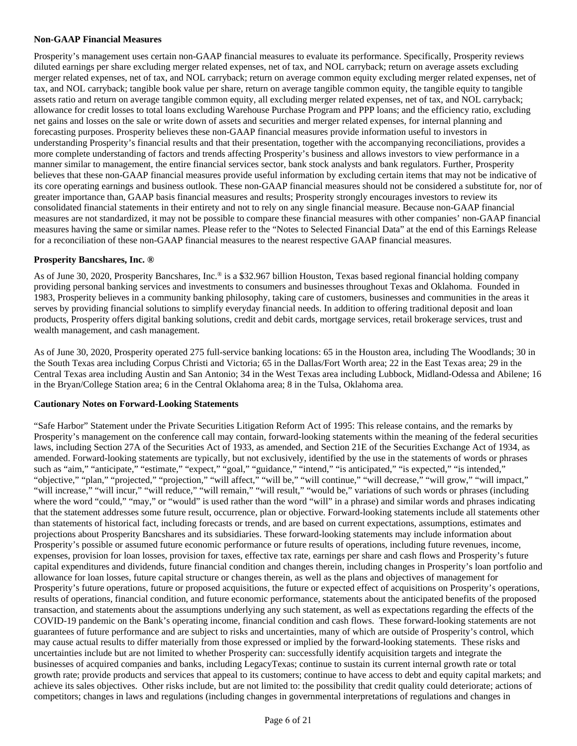**Non-GAAP Financial Measures**

Prosperity's management uses certain non-GAAP financial measures to evaluate its performance. Specifically, Prosperity reviews diluted earnings per share excluding merger related expenses, net of tax, and NOL carryback; return on average assets excluding merger related expenses, net of tax, and NOL carryback; return on average common equity excluding merger related expenses, net of tax, and NOL carryback; tangible book value per share, return on average tangible common equity, the tangible equity to tangible assets ratio and return on average tangible common equity, all excluding merger related expenses, net of tax, and NOL carryback; allowance for credit losses to total loans excluding Warehouse Purchase Program and PPP loans; and the efficiency ratio, excluding net gains and losses on the sale or write down of assets and securities and merger related expenses, for internal planning and forecasting purposes. Prosperity believes these non-GAAP financial measures provide information useful to investors in understanding Prosperity's financial results and that their presentation, together with the accompanying reconciliations, provides a more complete understanding of factors and trends affecting Prosperity's business and allows investors to view performance in a manner similar to management, the entire financial services sector, bank stock analysts and bank regulators. Further, Prosperity believes that these non-GAAP financial measures provide useful information by excluding certain items that may not be indicative of its core operating earnings and business outlook. These non-GAAP financial measures should not be considered a substitute for, nor of greater importance than, GAAP basis financial measures and results; Prosperity strongly encourages investors to review its consolidated financial statements in their entirety and not to rely on any single financial measure. Because non-GAAP financial measures are not standardized, it may not be possible to compare these financial measures with other companies' non-GAAP financial measures having the same or similar names. Please refer to the "Notes to Selected Financial Data" at the end of this Earnings Release for a reconciliation of these non-GAAP financial measures to the nearest respective GAAP financial measures.

**Prosperity Bancshares, Inc. ®**

As of June 30, 2020, Prosperity Bancshares, Inc.® is a $32.967 billion Houston, Texas based regional financial holding company providing personal banking services and investments to consumers and businesses throughout Texas and Oklahoma. Founded in 1983, Prosperity believes in a community banking philosophy, taking care of customers, businesses and communities in the areas it serves by providing financial solutions to simplify everyday financial needs. In addition to offering traditional deposit and loan products, Prosperity offers digital banking solutions, credit and debit cards, mortgage services, retail brokerage services, trust and wealth management, and cash management.

As of June 30, 2020, Prosperity operated 275 full-service banking locations: 65 in the Houston area, including The Woodlands; 30 in the South Texas area including Corpus Christi and Victoria; 65 in the Dallas/Fort Worth area; 22 in the East Texas area; 29 in the Central Texas area including Austin and San Antonio; 34 in the West Texas area including Lubbock, Midland-Odessa and Abilene; 16 in the Bryan/College Station area; 6 in the Central Oklahoma area; 8 in the Tulsa, Oklahoma area.

**Cautionary Notes on Forward-Looking Statements**

"Safe Harbor" Statement under the Private Securities Litigation Reform Act of 1995: This release contains, and the remarks by Prosperity's management on the conference call may contain, forward-looking statements within the meaning of the federal securities laws, including Section 27A of the Securities Act of 1933, as amended, and Section 21E of the Securities Exchange Act of 1934, as amended. Forward-looking statements are typically, but not exclusively, identified by the use in the statements of words or phrases such as "aim," "anticipate," "estimate," "expect," "goal," "guidance," "intend," "is anticipated," "is expected," "is intended," "objective," "plan," "projected," "projection," "will affect," "will be," "will continue," "will decrease," "will grow," "will impact," "will increase," "will incur," "will reduce," "will remain," "will result," "would be," variations of such words or phrases (including where the word "could," "may," or "would" is used rather than the word "will" in a phrase) and similar words and phrases indicating that the statement addresses some future result, occurrence, plan or objective. Forward-looking statements include all statements other than statements of historical fact, including forecasts or trends, and are based on current expectations, assumptions, estimates and projections about Prosperity Bancshares and its subsidiaries. These forward-looking statements may include information about Prosperity's possible or assumed future economic performance or future results of operations, including future revenues, income, expenses, provision for loan losses, provision for taxes, effective tax rate, earnings per share and cash flows and Prosperity's future capital expenditures and dividends, future financial condition and changes therein, including changes in Prosperity's loan portfolio and allowance for loan losses, future capital structure or changes therein, as well as the plans and objectives of management for Prosperity's future operations, future or proposed acquisitions, the future or expected effect of acquisitions on Prosperity's operations, results of operations, financial condition, and future economic performance, statements about the anticipated benefits of the proposed transaction, and statements about the assumptions underlying any such statement, as well as expectations regarding the effects of the COVID-19 pandemic on the Bank's operating income, financial condition and cash flows. These forward-looking statements are not guarantees of future performance and are subject to risks and uncertainties, many of which are outside of Prosperity's control, which may cause actual results to differ materially from those expressed or implied by the forward-looking statements. These risks and uncertainties include but are not limited to whether Prosperity can: successfully identify acquisition targets and integrate the businesses of acquired companies and banks, including LegacyTexas; continue to sustain its current internal growth rate or total growth rate; provide products and services that appeal to its customers; continue to have access to debt and equity capital markets; and achieve its sales objectives. Other risks include, but are not limited to: the possibility that credit quality could deteriorate; actions of competitors; changes in laws and regulations (including changes in governmental interpretations of regulations and changes in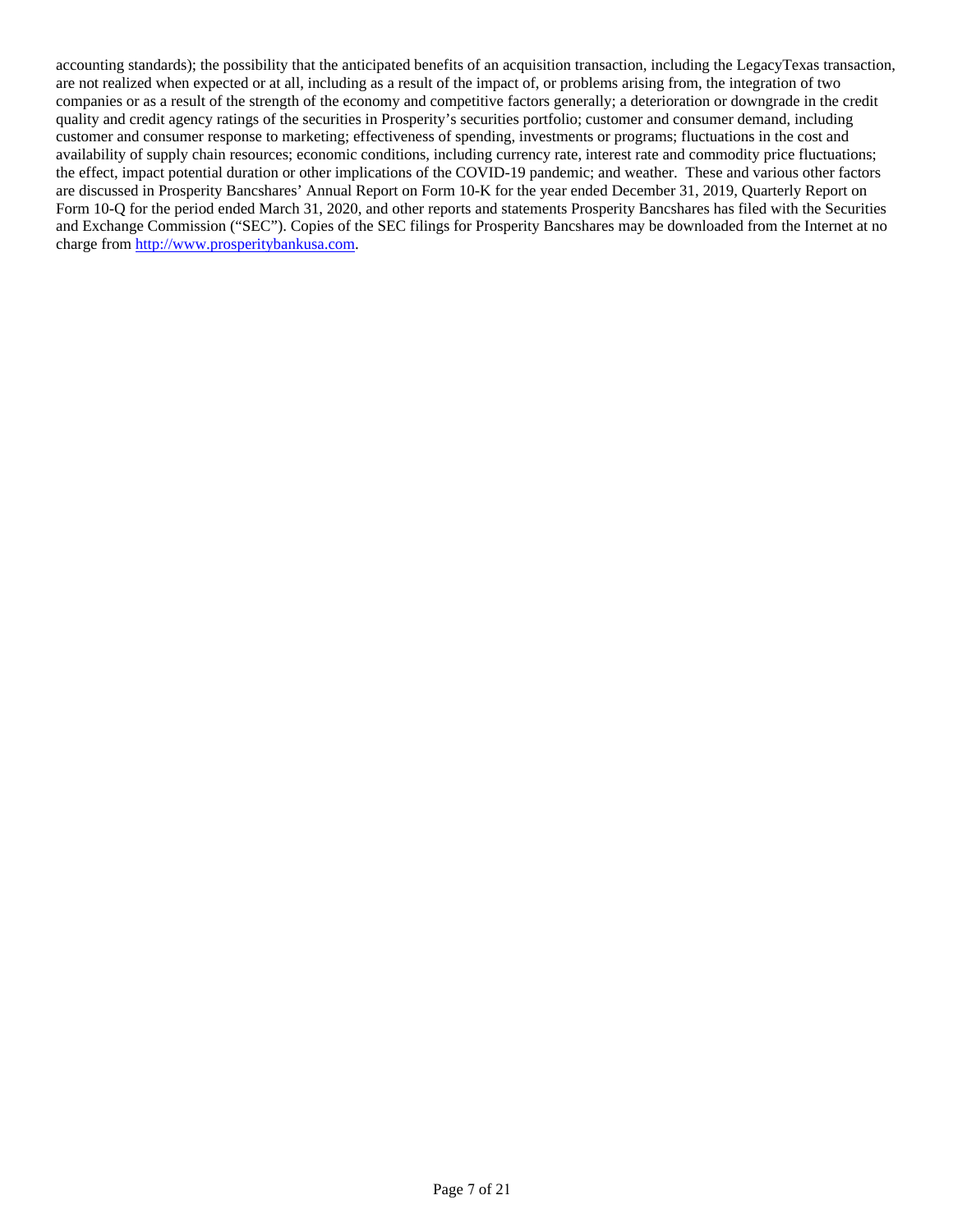accounting standards); the possibility that the anticipated benefits of an acquisition transaction, including the LegacyTexas transaction, are not realized when expected or at all, including as a result of the impact of, or problems arising from, the integration of two companies or as a result of the strength of the economy and competitive factors generally; a deterioration or downgrade in the credit quality and credit agency ratings of the securities in Prosperity's securities portfolio; customer and consumer demand, including customer and consumer response to marketing; effectiveness of spending, investments or programs; fluctuations in the cost and availability of supply chain resources; economic conditions, including currency rate, interest rate and commodity price fluctuations; the effect, impact potential duration or other implications of the COVID-19 pandemic; and weather. These and various other factors are discussed in Prosperity Bancshares' Annual Report on Form 10-K for the year ended December 31, 2019, Quarterly Report on Form 10-Q for the period ended March 31, 2020, and other reports and statements Prosperity Bancshares has filed with the Securities and Exchange Commission ("SEC"). Copies of the SEC filings for Prosperity Bancshares may be downloaded from the Internet at no charge from [http://www.prosperitybankusa.com](http://www.prosperitybankusa.com).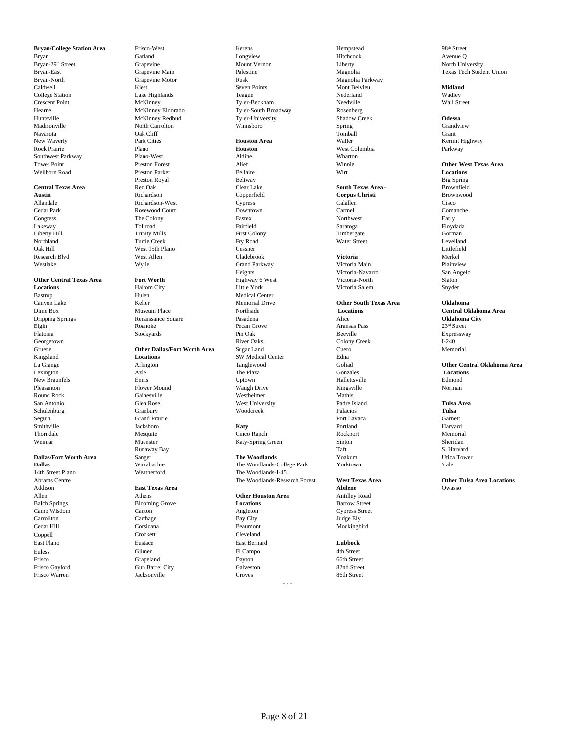**Bryan/College Station Area**
Bryan
Bryan-29th Street
Bryan-East
Bryan-North
Caldwell
College Station
Crescent Point
Hearne
Huntsville
Madisonville
Navasota
New Waverly
Rock Prairie
Southwest Parkway
Tower Point
Wellborn Road

**Central Texas Area**
**Austin**
Allandale
Cedar Park
Congress
Lakeway
Liberty Hill
Northland
Oak Hill
Research Blvd
Westlake

**Other Central Texas Area Locations**
Bastrop
Canyon Lake
Dime Box
Dripping Springs
Elgin
Flatonia
Georgetown
Gruene
Kingsland
La Grange
Lexington
New Braunfels
Pleasanton
Round Rock
San Antonio
Schulenburg
Seguin
Smithville
Thorndale
Weimar

**Dallas/Fort Worth Area**
**Dallas**
14th Street Plano
Abrams Centre
Addison
Allen
Balch Springs
Camp Wisdom
Carrollton
Cedar Hill
Coppell
East Plano
Euless
Frisco
Frisco Gaylord
Frisco Warren
Frisco-West
Garland
Grapevine
Grapevine Main
Grapevine Motor
Kiest
Lake Highlands
McKinney
McKinney Eldorado
McKinney Redbud
North Carrolton
Oak Cliff
Park Cities
Plano
Plano-West
Preston Forest
Preston Parker
Preston Royal
Red Oak
Richardson
Richardson-West
Rosewood Court
The Colony
Tollroad
Trinity Mills
Turtle Creek
West 15th Plano
West Allen
Wylie

**Fort Worth**
Haltom City
Hulen
Keller
Museum Place
Renaissance Square
Roanoke
Stockyards

**Other Dallas/Fort Worth Area Locations**
Arlington
Azle
Ennis
Flower Mound
Gainesville
Glen Rose
Granbury
Grand Prairie
Jacksboro
Mesquite
Muenster
Runaway Bay
Sanger
Waxahachie
Weatherford

**East Texas Area**
Athens
Blooming Grove
Canton
Carthage
Corsicana
Crockett
Eustace
Gilmer
Grapeland
Gun Barrel City
Jacksonville
Kerens
Longview
Mount Vernon
Palestine
Rusk
Seven Points
Teague
Tyler-Beckham
Tyler-South Broadway
Tyler-University
Winnsboro

**Houston Area**
**Houston**
Aldine
Alief
Bellaire
Beltway
Clear Lake
Copperfield
Cypress
Downtown
Eastex
Fairfield
First Colony
Fry Road
Gessner
Gladebrook
Grand Parkway
Heights
Highway 6 West
Little York
Medical Center
Memorial Drive
Northside
Pasadena
Pecan Grove
Pin Oak
River Oaks
Sugar Land
SW Medical Center
Tanglewood
The Plaza
Uptown
Waugh Drive
Westheimer
West University
Woodcreek

**Katy**
Cinco Ranch
Katy-Spring Green

**The Woodlands**
The Woodlands-College Park
The Woodlands-I-45
The Woodlands-Research Forest

**Other Houston Area Locations**
Angleton
Bay City
Beaumont
Cleveland
East Bernard
El Campo
Dayton
Galveston
Groves
Hempstead
Hitchcock
Liberty
Magnolia
Magnolia Parkway
Mont Belvieu
Nederland
Needville
Rosenberg
Shadow Creek
Spring
Tomball
Waller
West Columbia
Wharton
Winnie
Wirt

**South Texas Area - Corpus Christi**
Calallen
Carmel
Northwest
Saratoga
Timbergate
Water Street

**Victoria**
Victoria Main
Victoria-Navarro
Victoria-North
Victoria Salem

**Other South Texas Area Locations**
Alice
Aransas Pass
Beeville
Colony Creek
Cuero
Edna
Goliad
Gonzales
Hallettsville
Kingsville
Mathis
Padre Island
Palacios
Port Lavaca
Portland
Rockport
Sinton
Taft
Yoakum
Yorktown

**West Texas Area**
**Abilene**
Antilley Road
Barrow Street
Cypress Street
Judge Ely
Mockingbird

**Lubbock**
4th Street
66th Street
82nd Street
86th Street
98th Street
Avenue Q
North University
Texas Tech Student Union

**Midland**
Wadley
Wall Street

**Odessa**
Grandview
Grant
Kermit Highway
Parkway

**Other West Texas Area Locations**
Big Spring
Brownfield
Brownwood
Cisco
Comanche
Early
Floydada
Gorman
Levelland
Littlefield
Merkel
Plainview
San Angelo
Slaton
Snyder

**Oklahoma**
**Central Oklahoma Area**
**Oklahoma City**
23rd Street
Expressway
I-240
Memorial

**Other Central Oklahoma Area Locations**
Edmond
Norman

**Tulsa Area**
**Tulsa**
Garnett
Harvard
Memorial
Sheridan
S. Harvard
Utica Tower
Yale

**Other Tulsa Area Locations**
Owasso

- - -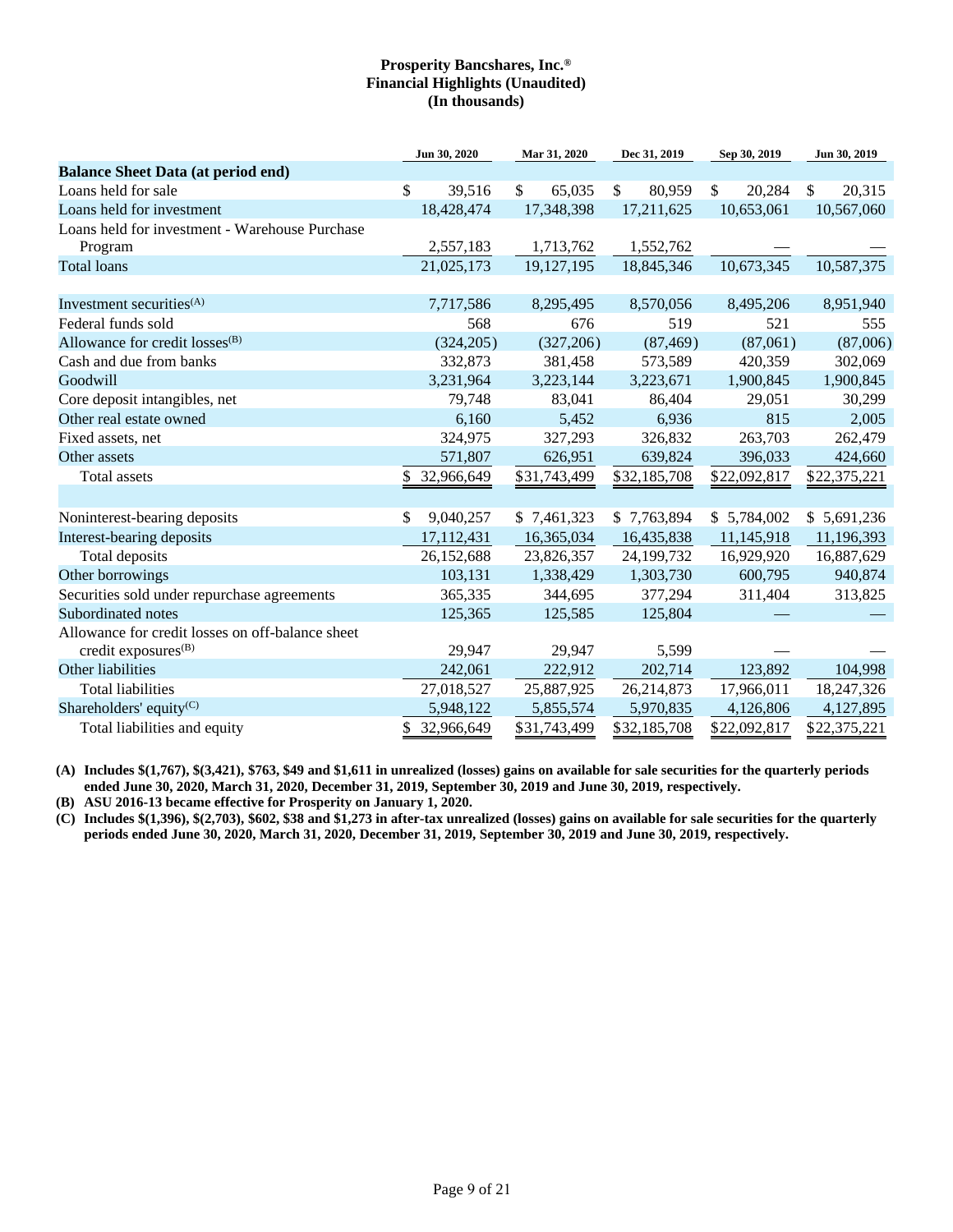**Prosperity Bancshares, Inc.®**
**Financial Highlights (Unaudited)**
**(In thousands)**

| | Jun 30, 2020 | Mar 31, 2020 | Dec 31, 2019 | Sep 30, 2019 | Jun 30, 2019 |
|---|---|---|---|---|---|
| **Balance Sheet Data (at period end)** | | | | | |
| Loans held for sale | $ 39,516 | $ 65,035 | $ 80,959 | $ 20,284 | $ 20,315 |
| Loans held for investment | 18,428,474 | 17,348,398 | 17,211,625 | 10,653,061 | 10,567,060 |
| Loans held for investment - Warehouse Purchase Program | 2,557,183 | 1,713,762 | 1,552,762 | — | — |
| Total loans | 21,025,173 | 19,127,195 | 18,845,346 | 10,673,345 | 10,587,375 |
| | | | | | |
| Investment securities(A) | 7,717,586 | 8,295,495 | 8,570,056 | 8,495,206 | 8,951,940 |
| Federal funds sold | 568 | 676 | 519 | 521 | 555 |
| Allowance for credit losses(B) | (324,205) | (327,206) | (87,469) | (87,061) | (87,006) |
| Cash and due from banks | 332,873 | 381,458 | 573,589 | 420,359 | 302,069 |
| Goodwill | 3,231,964 | 3,223,144 | 3,223,671 | 1,900,845 | 1,900,845 |
| Core deposit intangibles, net | 79,748 | 83,041 | 86,404 | 29,051 | 30,299 |
| Other real estate owned | 6,160 | 5,452 | 6,936 | 815 | 2,005 |
| Fixed assets, net | 324,975 | 327,293 | 326,832 | 263,703 | 262,479 |
| Other assets | 571,807 | 626,951 | 639,824 | 396,033 | 424,660 |
| Total assets | $ 32,966,649 | $31,743,499 | $32,185,708 | $22,092,817 | $22,375,221 |
| | | | | | |
| Noninterest-bearing deposits | $ 9,040,257 | $ 7,461,323 | $ 7,763,894 | $ 5,784,002 | $ 5,691,236 |
| Interest-bearing deposits | 17,112,431 | 16,365,034 | 16,435,838 | 11,145,918 | 11,196,393 |
| Total deposits | 26,152,688 | 23,826,357 | 24,199,732 | 16,929,920 | 16,887,629 |
| Other borrowings | 103,131 | 1,338,429 | 1,303,730 | 600,795 | 940,874 |
| Securities sold under repurchase agreements | 365,335 | 344,695 | 377,294 | 311,404 | 313,825 |
| Subordinated notes | 125,365 | 125,585 | 125,804 | — | — |
| Allowance for credit losses on off-balance sheet credit exposures(B) | 29,947 | 29,947 | 5,599 | — | — |
| Other liabilities | 242,061 | 222,912 | 202,714 | 123,892 | 104,998 |
| Total liabilities | 27,018,527 | 25,887,925 | 26,214,873 | 17,966,011 | 18,247,326 |
| Shareholders' equity(C) | 5,948,122 | 5,855,574 | 5,970,835 | 4,126,806 | 4,127,895 |
| Total liabilities and equity | $ 32,966,649 | $31,743,499 | $32,185,708 | $22,092,817 | $22,375,221 |

**(A) Includes $(1,767), $(3,421), $763, $49 and $1,611 in unrealized (losses) gains on available for sale securities for the quarterly periods ended June 30, 2020, March 31, 2020, December 31, 2019, September 30, 2019 and June 30, 2019, respectively.**

**(B) ASU 2016-13 became effective for Prosperity on January 1, 2020.**

**(C) Includes $(1,396), $(2,703), $602, $38 and $1,273 in after-tax unrealized (losses) gains on available for sale securities for the quarterly periods ended June 30, 2020, March 31, 2020, December 31, 2019, September 30, 2019 and June 30, 2019, respectively.**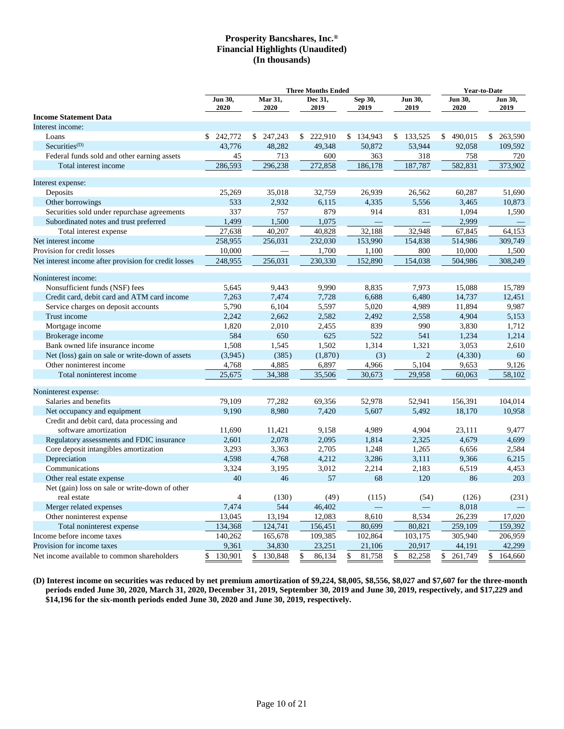# Prosperity Bancshares, Inc.®
## Financial Highlights (Unaudited)
### (In thousands)

| | Three Months Ended | | | | | Year-to-Date | |
|---|---|---|---|---|---|---|---|
| | Jun 30, 2020 | Mar 31, 2020 | Dec 31, 2019 | Sep 30, 2019 | Jun 30, 2019 | Jun 30, 2020 | Jun 30, 2019 |
| **Income Statement Data** | | | | | | | |
| Interest income: | | | | | | | |
| Loans | $ 242,772 | $ 247,243 | $ 222,910 | $ 134,943 | $ 133,525 | $ 490,015 | $ 263,590 |
| Securities[(D)] | 43,776 | 48,282 | 49,348 | 50,872 | 53,944 | 92,058 | 109,592 |
| Federal funds sold and other earning assets | 45 | 713 | 600 | 363 | 318 | 758 | 720 |
| Total interest income | 286,593 | 296,238 | 272,858 | 186,178 | 187,787 | 582,831 | 373,902 |
| Interest expense: | | | | | | | |
| Deposits | 25,269 | 35,018 | 32,759 | 26,939 | 26,562 | 60,287 | 51,690 |
| Other borrowings | 533 | 2,932 | 6,115 | 4,335 | 5,556 | 3,465 | 10,873 |
| Securities sold under repurchase agreements | 337 | 757 | 879 | 914 | 831 | 1,094 | 1,590 |
| Subordinated notes and trust preferred | 1,499 | 1,500 | 1,075 | — | — | 2,999 | — |
| Total interest expense | 27,638 | 40,207 | 40,828 | 32,188 | 32,948 | 67,845 | 64,153 |
| Net interest income | 258,955 | 256,031 | 232,030 | 153,990 | 154,838 | 514,986 | 309,749 |
| Provision for credit losses | 10,000 | — | 1,700 | 1,100 | 800 | 10,000 | 1,500 |
| Net interest income after provision for credit losses | 248,955 | 256,031 | 230,330 | 152,890 | 154,038 | 504,986 | 308,249 |
| Noninterest income: | | | | | | | |
| Nonsufficient funds (NSF) fees | 5,645 | 9,443 | 9,990 | 8,835 | 7,973 | 15,088 | 15,789 |
| Credit card, debit card and ATM card income | 7,263 | 7,474 | 7,728 | 6,688 | 6,480 | 14,737 | 12,451 |
| Service charges on deposit accounts | 5,790 | 6,104 | 5,597 | 5,020 | 4,989 | 11,894 | 9,987 |
| Trust income | 2,242 | 2,662 | 2,582 | 2,492 | 2,558 | 4,904 | 5,153 |
| Mortgage income | 1,820 | 2,010 | 2,455 | 839 | 990 | 3,830 | 1,712 |
| Brokerage income | 584 | 650 | 625 | 522 | 541 | 1,234 | 1,214 |
| Bank owned life insurance income | 1,508 | 1,545 | 1,502 | 1,314 | 1,321 | 3,053 | 2,610 |
| Net (loss) gain on sale or write-down of assets | (3,945) | (385) | (1,870) | (3) | 2 | (4,330) | 60 |
| Other noninterest income | 4,768 | 4,885 | 6,897 | 4,966 | 5,104 | 9,653 | 9,126 |
| Total noninterest income | 25,675 | 34,388 | 35,506 | 30,673 | 29,958 | 60,063 | 58,102 |
| Noninterest expense: | | | | | | | |
| Salaries and benefits | 79,109 | 77,282 | 69,356 | 52,978 | 52,941 | 156,391 | 104,014 |
| Net occupancy and equipment | 9,190 | 8,980 | 7,420 | 5,607 | 5,492 | 18,170 | 10,958 |
| Credit and debit card, data processing and software amortization | 11,690 | 11,421 | 9,158 | 4,989 | 4,904 | 23,111 | 9,477 |
| Regulatory assessments and FDIC insurance | 2,601 | 2,078 | 2,095 | 1,814 | 2,325 | 4,679 | 4,699 |
| Core deposit intangibles amortization | 3,293 | 3,363 | 2,705 | 1,248 | 1,265 | 6,656 | 2,584 |
| Depreciation | 4,598 | 4,768 | 4,212 | 3,286 | 3,111 | 9,366 | 6,215 |
| Communications | 3,324 | 3,195 | 3,012 | 2,214 | 2,183 | 6,519 | 4,453 |
| Other real estate expense | 40 | 46 | 57 | 68 | 120 | 86 | 203 |
| Net (gain) loss on sale or write-down of other real estate | 4 | (130) | (49) | (115) | (54) | (126) | (231) |
| Merger related expenses | 7,474 | 544 | 46,402 | — | — | 8,018 | — |
| Other noninterest expense | 13,045 | 13,194 | 12,083 | 8,610 | 8,534 | 26,239 | 17,020 |
| Total noninterest expense | 134,368 | 124,741 | 156,451 | 80,699 | 80,821 | 259,109 | 159,392 |
| Income before income taxes | 140,262 | 165,678 | 109,385 | 102,864 | 103,175 | 305,940 | 206,959 |
| Provision for income taxes | 9,361 | 34,830 | 23,251 | 21,106 | 20,917 | 44,191 | 42,299 |
| Net income available to common shareholders | $ 130,901 | $ 130,848 | $ 86,134 | $ 81,758 | $ 82,258 | $ 261,749 | $ 164,660 |

**(D) Interest income on securities was reduced by net premium amortization of $9,224, $8,005, $8,556, $8,027 and $7,607 for the three-month periods ended June 30, 2020, March 31, 2020, December 31, 2019, September 30, 2019 and June 30, 2019, respectively, and $17,229 and $14,196 for the six-month periods ended June 30, 2020 and June 30, 2019, respectively.**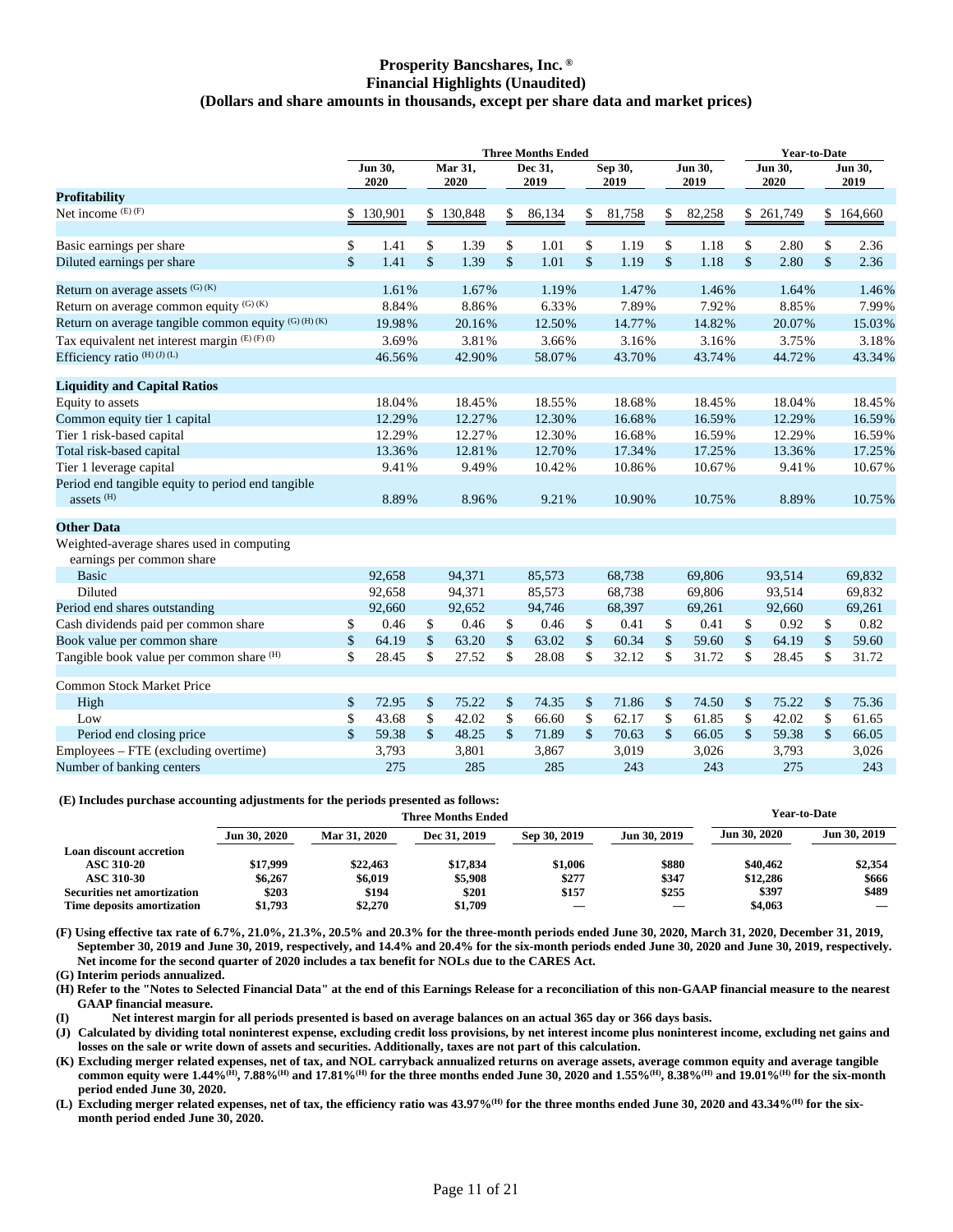# Prosperity Bancshares, Inc.®
## Financial Highlights (Unaudited)
### (Dollars and share amounts in thousands, except per share data and market prices)

| | Three Months Ended | | | | | Year-to-Date | |
|---|---|---|---|---|---|---|---|
| | Jun 30, 2020 | Mar 31, 2020 | Dec 31, 2019 | Sep 30, 2019 | Jun 30, 2019 | Jun 30, 2020 | Jun 30, 2019 |
| **Profitability** | | | | | | | |
| Net income (E) (F) | $ 130,901 | $ 130,848 | $ 86,134 | $ 81,758 | $ 82,258 | $ 261,749 | $ 164,660 |
| Basic earnings per share | $ 1.41 | $ 1.39 | $ 1.01 | $ 1.19 | $ 1.18 | $ 2.80 | $ 2.36 |
| Diluted earnings per share | $ 1.41 | $ 1.39 | $ 1.01 | $ 1.19 | $ 1.18 | $ 2.80 | $ 2.36 |
| Return on average assets (G) (K) | 1.61% | 1.67% | 1.19% | 1.47% | 1.46% | 1.64% | 1.46% |
| Return on average common equity (G) (K) | 8.84% | 8.86% | 6.33% | 7.89% | 7.92% | 8.85% | 7.99% |
| Return on average tangible common equity (G) (H) (K) | 19.98% | 20.16% | 12.50% | 14.77% | 14.82% | 20.07% | 15.03% |
| Tax equivalent net interest margin (E) (F) (I) | 3.69% | 3.81% | 3.66% | 3.16% | 3.16% | 3.75% | 3.18% |
| Efficiency ratio (H) (J) (L) | 46.56% | 42.90% | 58.07% | 43.70% | 43.74% | 44.72% | 43.34% |
| **Liquidity and Capital Ratios** | | | | | | | |
| Equity to assets | 18.04% | 18.45% | 18.55% | 18.68% | 18.45% | 18.04% | 18.45% |
| Common equity tier 1 capital | 12.29% | 12.27% | 12.30% | 16.68% | 16.59% | 12.29% | 16.59% |
| Tier 1 risk-based capital | 12.29% | 12.27% | 12.30% | 16.68% | 16.59% | 12.29% | 16.59% |
| Total risk-based capital | 13.36% | 12.81% | 12.70% | 17.34% | 17.25% | 13.36% | 17.25% |
| Tier 1 leverage capital | 9.41% | 9.49% | 10.42% | 10.86% | 10.67% | 9.41% | 10.67% |
| Period end tangible equity to period end tangible assets (H) | 8.89% | 8.96% | 9.21% | 10.90% | 10.75% | 8.89% | 10.75% |
| **Other Data** | | | | | | | |
| Weighted-average shares used in computing earnings per common share | | | | | | | |
| Basic | 92,658 | 94,371 | 85,573 | 68,738 | 69,806 | 93,514 | 69,832 |
| Diluted | 92,658 | 94,371 | 85,573 | 68,738 | 69,806 | 93,514 | 69,832 |
| Period end shares outstanding | 92,660 | 92,652 | 94,746 | 68,397 | 69,261 | 92,660 | 69,261 |
| Cash dividends paid per common share | $ 0.46 | $ 0.46 | $ 0.46 | $ 0.41 | $ 0.41 | $ 0.92 | $ 0.82 |
| Book value per common share | $ 64.19 | $ 63.20 | $ 63.02 | $ 60.34 | $ 59.60 | $ 64.19 | $ 59.60 |
| Tangible book value per common share (H) | $ 28.45 | $ 27.52 | $ 28.08 | $ 32.12 | $ 31.72 | $ 28.45 | $ 31.72 |
| Common Stock Market Price | | | | | | | |
| High | $ 72.95 | $ 75.22 | $ 74.35 | $ 71.86 | $ 74.50 | $ 75.22 | $ 75.36 |
| Low | $ 43.68 | $ 42.02 | $ 66.60 | $ 62.17 | $ 61.85 | $ 42.02 | $ 61.65 |
| Period end closing price | $ 59.38 | $ 48.25 | $ 71.89 | $ 70.63 | $ 66.05 | $ 59.38 | $ 66.05 |
| Employees – FTE (excluding overtime) | 3,793 | 3,801 | 3,867 | 3,019 | 3,026 | 3,793 | 3,026 |
| Number of banking centers | 275 | 285 | 285 | 243 | 243 | 275 | 243 |

**(E) Includes purchase accounting adjustments for the periods presented as follows:**

| | Three Months Ended | | | | | Year-to-Date | |
|---|---|---|---|---|---|---|---|
| | Jun 30, 2020 | Mar 31, 2020 | Dec 31, 2019 | Sep 30, 2019 | Jun 30, 2019 | Jun 30, 2020 | Jun 30, 2019 |
| **Loan discount accretion** | | | | | | | |
| **ASC 310-20** | $17,999 | $22,463 | $17,834 | $1,006 | $880 | $40,462 | $2,354 |
| **ASC 310-30** | $6,267 | $6,019 | $5,908 | $277 | $347 | $12,286 | $666 |
| **Securities net amortization** | $203 | $194 | $201 | $157 | $255 | $397 | $489 |
| **Time deposits amortization** | $1,793 | $2,270 | $1,709 | — | — | $4,063 | — |

**(F) Using effective tax rate of 6.7%, 21.0%, 21.3%, 20.5% and 20.3% for the three-month periods ended June 30, 2020, March 31, 2020, December 31, 2019, September 30, 2019 and June 30, 2019, respectively, and 14.4% and 20.4% for the six-month periods ended June 30, 2020 and June 30, 2019, respectively. Net income for the second quarter of 2020 includes a tax benefit for NOLs due to the CARES Act.**

**(G) Interim periods annualized.**

**(H) Refer to the "Notes to Selected Financial Data" at the end of this Earnings Release for a reconciliation of this non-GAAP financial measure to the nearest GAAP financial measure.**

**(I) Net interest margin for all periods presented is based on average balances on an actual 365 day or 366 days basis.**

**(J) Calculated by dividing total noninterest expense, excluding credit loss provisions, by net interest income plus noninterest income, excluding net gains and losses on the sale or write down of assets and securities. Additionally, taxes are not part of this calculation.**

**(K) Excluding merger related expenses, net of tax, and NOL carryback annualized returns on average assets, average common equity and average tangible common equity were 1.44%(H), 7.88%(H) and 17.81%(H) for the three months ended June 30, 2020 and 1.55%(H), 8.38%(H) and 19.01%(H) for the six-month period ended June 30, 2020.**

**(L) Excluding merger related expenses, net of tax, the efficiency ratio was 43.97%(H) for the three months ended June 30, 2020 and 43.34%(H) for the six-month period ended June 30, 2020.**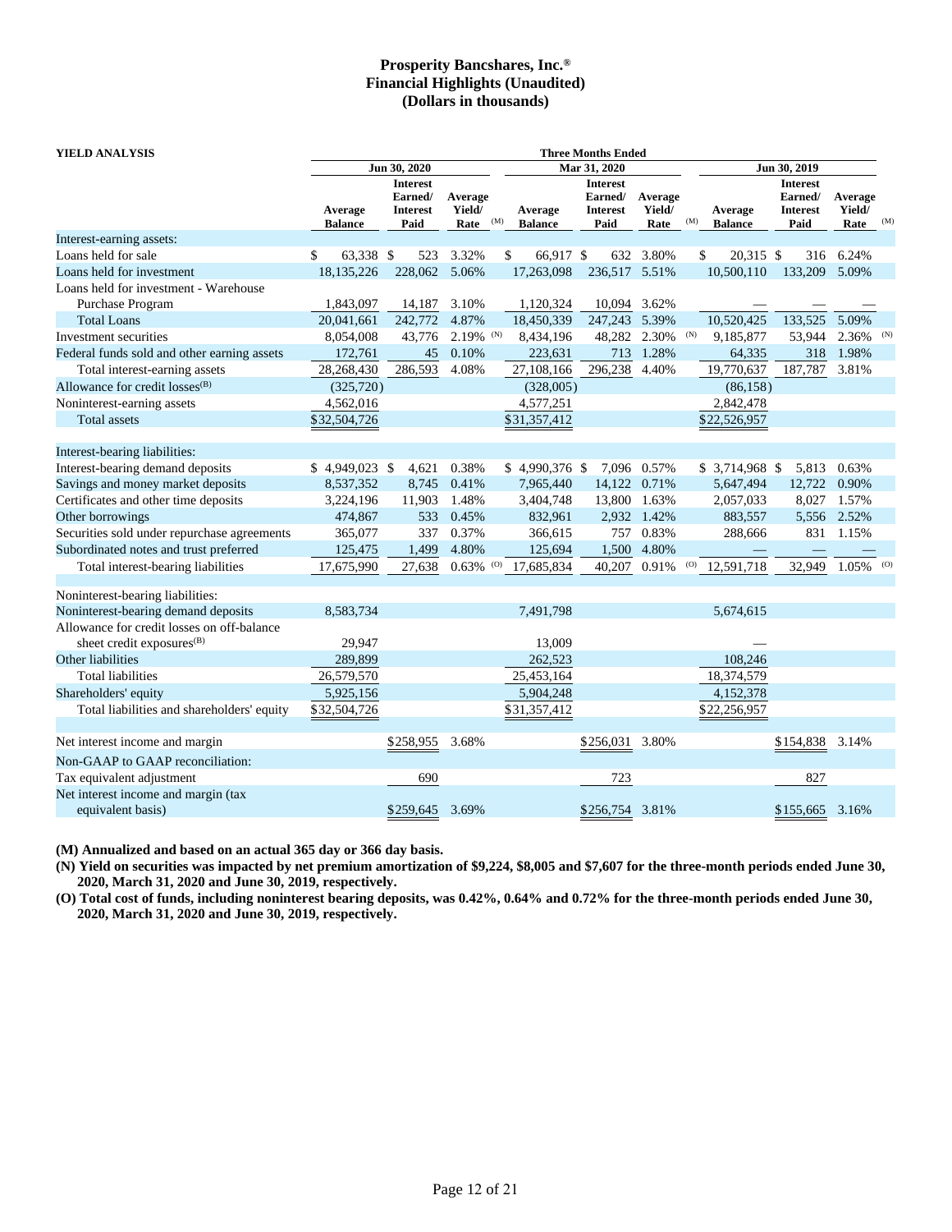# Prosperity Bancshares, Inc.®
# Financial Highlights (Unaudited)
# (Dollars in thousands)

| YIELD ANALYSIS | Three Months Ended | | | | | | | | |
|---|---|---|---|---|---|---|---|---|---|
| | Jun 30, 2020 | | | Mar 31, 2020 | | | Jun 30, 2019 | | |
| | Average Balance | Interest Earned/ Interest Paid | Average Yield/ Rate (M) | Average Balance | Interest Earned/ Interest Paid | Average Yield/ Rate (M) | Average Balance | Interest Earned/ Interest Paid | Average Yield/ Rate (M) |
| Interest-earning assets: | | | | | | | | | |
| Loans held for sale | $ 63,338 | $ 523 | 3.32% | $ 66,917 | $ 632 | 3.80% | $ 20,315 | $ 316 | 6.24% |
| Loans held for investment | 18,135,226 | 228,062 | 5.06% | 17,263,098 | 236,517 | 5.51% | 10,500,110 | 133,209 | 5.09% |
| Loans held for investment - Warehouse Purchase Program | 1,843,097 | 14,187 | 3.10% | 1,120,324 | 10,094 | 3.62% | — | — | — |
| Total Loans | 20,041,661 | 242,772 | 4.87% | 18,450,339 | 247,243 | 5.39% | 10,520,425 | 133,525 | 5.09% |
| Investment securities | 8,054,008 | 43,776 | 2.19% (N) | 8,434,196 | 48,282 | 2.30% (N) | 9,185,877 | 53,944 | 2.36% (N) |
| Federal funds sold and other earning assets | 172,761 | 45 | 0.10% | 223,631 | 713 | 1.28% | 64,335 | 318 | 1.98% |
| Total interest-earning assets | 28,268,430 | 286,593 | 4.08% | 27,108,166 | 296,238 | 4.40% | 19,770,637 | 187,787 | 3.81% |
| Allowance for credit losses(B) | (325,720) | | | (328,005) | | | (86,158) | | |
| Noninterest-earning assets | 4,562,016 | | | 4,577,251 | | | 2,842,478 | | |
| Total assets | $32,504,726 | | | $31,357,412 | | | $22,526,957 | | |
| | | | | | | | | | |
| Interest-bearing liabilities: | | | | | | | | | |
| Interest-bearing demand deposits | $ 4,949,023 | $ 4,621 | 0.38% | $ 4,990,376 | $ 7,096 | 0.57% | $ 3,714,968 | $ 5,813 | 0.63% |
| Savings and money market deposits | 8,537,352 | 8,745 | 0.41% | 7,965,440 | 14,122 | 0.71% | 5,647,494 | 12,722 | 0.90% |
| Certificates and other time deposits | 3,224,196 | 11,903 | 1.48% | 3,404,748 | 13,800 | 1.63% | 2,057,033 | 8,027 | 1.57% |
| Other borrowings | 474,867 | 533 | 0.45% | 832,961 | 2,932 | 1.42% | 883,557 | 5,556 | 2.52% |
| Securities sold under repurchase agreements | 365,077 | 337 | 0.37% | 366,615 | 757 | 0.83% | 288,666 | 831 | 1.15% |
| Subordinated notes and trust preferred | 125,475 | 1,499 | 4.80% | 125,694 | 1,500 | 4.80% | — | — | — |
| Total interest-bearing liabilities | 17,675,990 | 27,638 | 0.63% (O) | 17,685,834 | 40,207 | 0.91% (O) | 12,591,718 | 32,949 | 1.05% (O) |
| | | | | | | | | | |
| Noninterest-bearing liabilities: | | | | | | | | | |
| Noninterest-bearing demand deposits | 8,583,734 | | | 7,491,798 | | | 5,674,615 | | |
| Allowance for credit losses on off-balance sheet credit exposures(B) | 29,947 | | | 13,009 | | | — | | |
| Other liabilities | 289,899 | | | 262,523 | | | 108,246 | | |
| Total liabilities | 26,579,570 | | | 25,453,164 | | | 18,374,579 | | |
| Shareholders' equity | 5,925,156 | | | 5,904,248 | | | 4,152,378 | | |
| Total liabilities and shareholders' equity | $32,504,726 | | | $31,357,412 | | | $22,256,957 | | |
| | | | | | | | | | |
| Net interest income and margin | | $258,955 | 3.68% | | $256,031 | 3.80% | | $154,838 | 3.14% |
| Non-GAAP to GAAP reconciliation: | | | | | | | | | |
| Tax equivalent adjustment | | 690 | | | 723 | | | 827 | |
| Net interest income and margin (tax equivalent basis) | | $259,645 | 3.69% | | $256,754 | 3.81% | | $155,665 | 3.16% |

**(M) Annualized and based on an actual 365 day or 366 day basis.**

**(N) Yield on securities was impacted by net premium amortization of $9,224, $8,005 and $7,607 for the three-month periods ended June 30, 2020, March 31, 2020 and June 30, 2019, respectively.**

**(O) Total cost of funds, including noninterest bearing deposits, was 0.42%, 0.64% and 0.72% for the three-month periods ended June 30, 2020, March 31, 2020 and June 30, 2019, respectively.**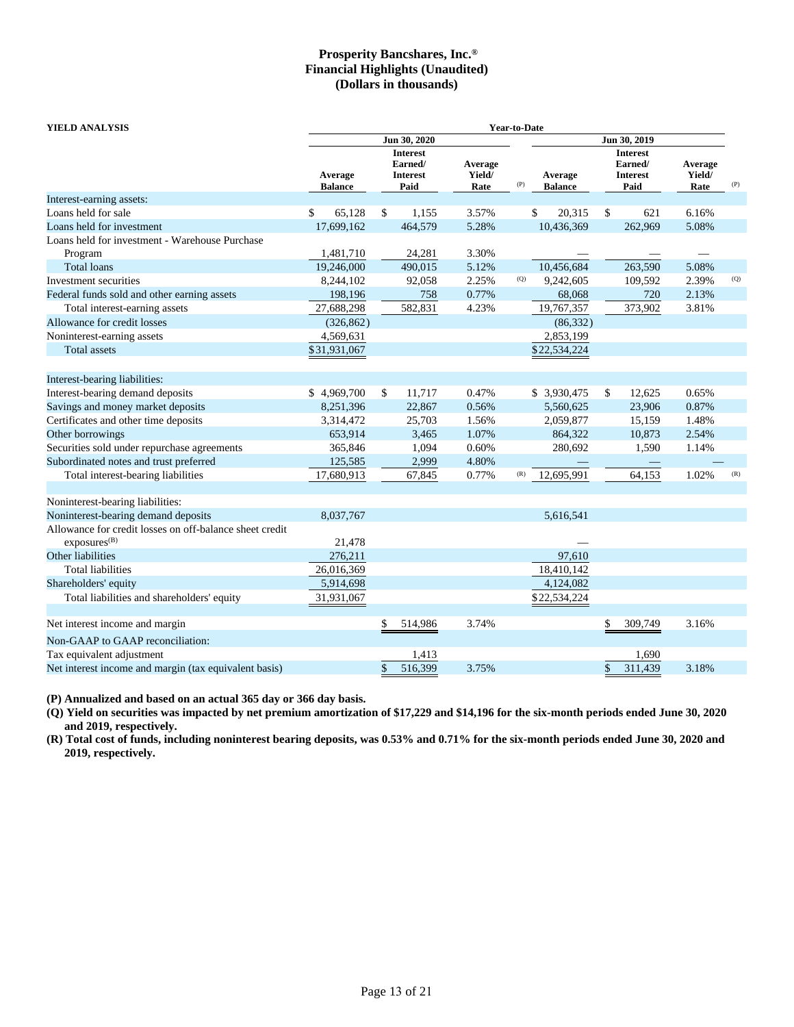**Prosperity Bancshares, Inc.®**
**Financial Highlights (Unaudited)**
**(Dollars in thousands)**

| YIELD ANALYSIS | Year-to-Date | | | | | | | |
|---|---|---|---|---|---|---|---|---|
| | Jun 30, 2020 | | | | Jun 30, 2019 | | | |
| | Average Balance | Interest Earned/ Interest Paid | Average Yield/ Rate | (P) | Average Balance | Interest Earned/ Interest Paid | Average Yield/ Rate | (P) |
| Interest-earning assets: | | | | | | | | |
| Loans held for sale | $ 65,128 | $ 1,155 | 3.57% | | $ 20,315 | $ 621 | 6.16% | |
| Loans held for investment | 17,699,162 | 464,579 | 5.28% | | 10,436,369 | 262,969 | 5.08% | |
| Loans held for investment - Warehouse Purchase Program | 1,481,710 | 24,281 | 3.30% | | — | — | — | |
| Total loans | 19,246,000 | 490,015 | 5.12% | | 10,456,684 | 263,590 | 5.08% | |
| Investment securities | 8,244,102 | 92,058 | 2.25% | (Q) | 9,242,605 | 109,592 | 2.39% | (Q) |
| Federal funds sold and other earning assets | 198,196 | 758 | 0.77% | | 68,068 | 720 | 2.13% | |
| Total interest-earning assets | 27,688,298 | 582,831 | 4.23% | | 19,767,357 | 373,902 | 3.81% | |
| Allowance for credit losses | (326,862) | | | | (86,332) | | | |
| Noninterest-earning assets | 4,569,631 | | | | 2,853,199 | | | |
| Total assets | $31,931,067 | | | | $22,534,224 | | | |
| Interest-bearing liabilities: | | | | | | | | |
| Interest-bearing demand deposits | $ 4,969,700 | $ 11,717 | 0.47% | | $ 3,930,475 | $ 12,625 | 0.65% | |
| Savings and money market deposits | 8,251,396 | 22,867 | 0.56% | | 5,560,625 | 23,906 | 0.87% | |
| Certificates and other time deposits | 3,314,472 | 25,703 | 1.56% | | 2,059,877 | 15,159 | 1.48% | |
| Other borrowings | 653,914 | 3,465 | 1.07% | | 864,322 | 10,873 | 2.54% | |
| Securities sold under repurchase agreements | 365,846 | 1,094 | 0.60% | | 280,692 | 1,590 | 1.14% | |
| Subordinated notes and trust preferred | 125,585 | 2,999 | 4.80% | | — | — | — | |
| Total interest-bearing liabilities | 17,680,913 | 67,845 | 0.77% | (R) | 12,695,991 | 64,153 | 1.02% | (R) |
| Noninterest-bearing liabilities: | | | | | | | | |
| Noninterest-bearing demand deposits | 8,037,767 | | | | 5,616,541 | | | |
| Allowance for credit losses on off-balance sheet credit exposures(B) | 21,478 | | | | — | | | |
| Other liabilities | 276,211 | | | | 97,610 | | | |
| Total liabilities | 26,016,369 | | | | 18,410,142 | | | |
| Shareholders' equity | 5,914,698 | | | | 4,124,082 | | | |
| Total liabilities and shareholders' equity | 31,931,067 | | | | $22,534,224 | | | |
| Net interest income and margin | | $ 514,986 | 3.74% | | | $ 309,749 | 3.16% | |
| Non-GAAP to GAAP reconciliation: | | | | | | | | |
| Tax equivalent adjustment | | 1,413 | | | | 1,690 | | |
| Net interest income and margin (tax equivalent basis) | | $ 516,399 | 3.75% | | | $ 311,439 | 3.18% | |

**(P) Annualized and based on an actual 365 day or 366 day basis.**

**(Q) Yield on securities was impacted by net premium amortization of $17,229 and $14,196 for the six-month periods ended June 30, 2020 and 2019, respectively.**

**(R) Total cost of funds, including noninterest bearing deposits, was 0.53% and 0.71% for the six-month periods ended June 30, 2020 and 2019, respectively.**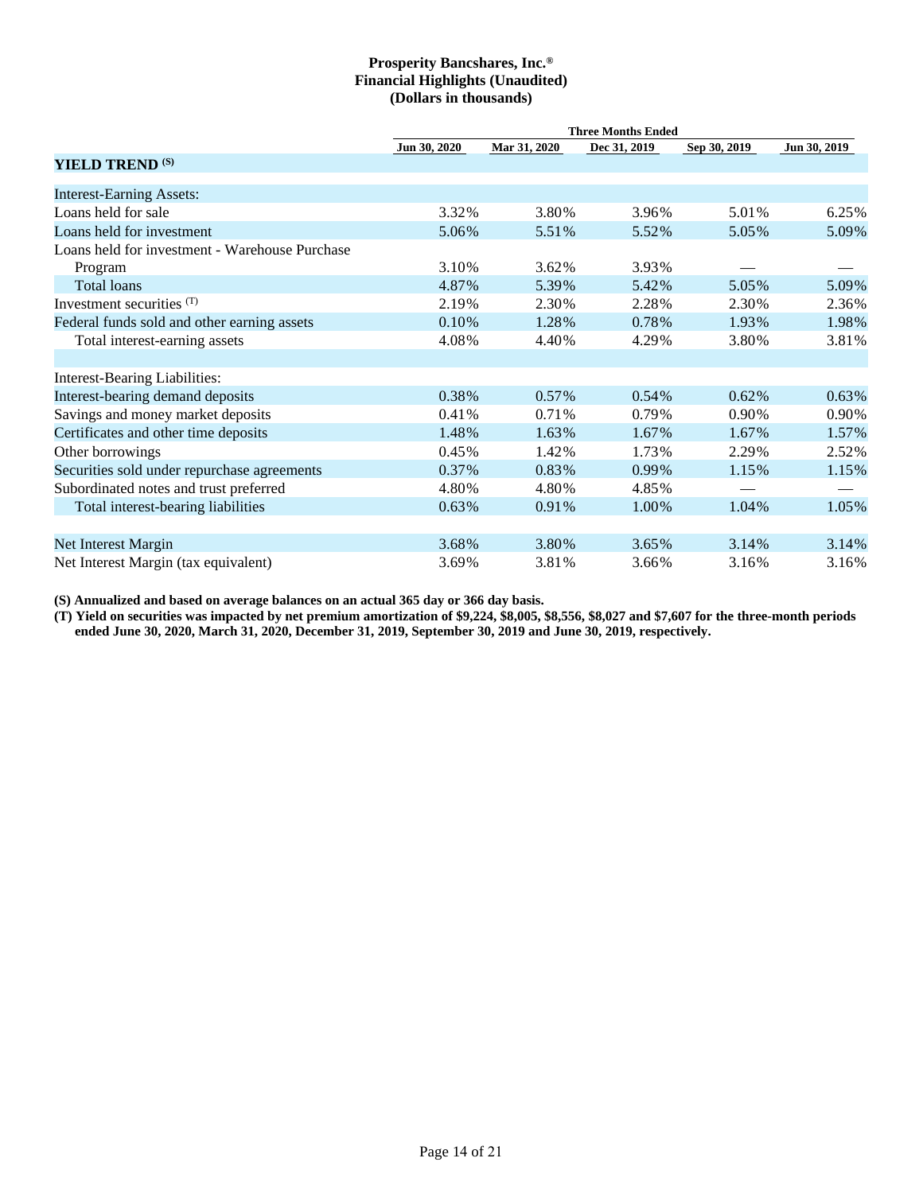**Prosperity Bancshares, Inc.®**
**Financial Highlights (Unaudited)**
**(Dollars in thousands)**

| | Three Months Ended | | | | |
|---|---|---|---|---|---|
| | Jun 30, 2020 | Mar 31, 2020 | Dec 31, 2019 | Sep 30, 2019 | Jun 30, 2019 |
| **YIELD TREND (S)** | | | | | |
| Interest-Earning Assets: | | | | | |
| Loans held for sale | 3.32% | 3.80% | 3.96% | 5.01% | 6.25% |
| Loans held for investment | 5.06% | 5.51% | 5.52% | 5.05% | 5.09% |
| Loans held for investment - Warehouse Purchase Program | 3.10% | 3.62% | 3.93% | — | — |
| Total loans | 4.87% | 5.39% | 5.42% | 5.05% | 5.09% |
| Investment securities (T) | 2.19% | 2.30% | 2.28% | 2.30% | 2.36% |
| Federal funds sold and other earning assets | 0.10% | 1.28% | 0.78% | 1.93% | 1.98% |
| Total interest-earning assets | 4.08% | 4.40% | 4.29% | 3.80% | 3.81% |
| | | | | | |
| Interest-Bearing Liabilities: | | | | | |
| Interest-bearing demand deposits | 0.38% | 0.57% | 0.54% | 0.62% | 0.63% |
| Savings and money market deposits | 0.41% | 0.71% | 0.79% | 0.90% | 0.90% |
| Certificates and other time deposits | 1.48% | 1.63% | 1.67% | 1.67% | 1.57% |
| Other borrowings | 0.45% | 1.42% | 1.73% | 2.29% | 2.52% |
| Securities sold under repurchase agreements | 0.37% | 0.83% | 0.99% | 1.15% | 1.15% |
| Subordinated notes and trust preferred | 4.80% | 4.80% | 4.85% | — | — |
| Total interest-bearing liabilities | 0.63% | 0.91% | 1.00% | 1.04% | 1.05% |
| | | | | | |
| Net Interest Margin | 3.68% | 3.80% | 3.65% | 3.14% | 3.14% |
| Net Interest Margin (tax equivalent) | 3.69% | 3.81% | 3.66% | 3.16% | 3.16% |

**(S) Annualized and based on average balances on an actual 365 day or 366 day basis.**

**(T) Yield on securities was impacted by net premium amortization of $9,224, $8,005, $8,556, $8,027 and $7,607 for the three-month periods ended June 30, 2020, March 31, 2020, December 31, 2019, September 30, 2019 and June 30, 2019, respectively.**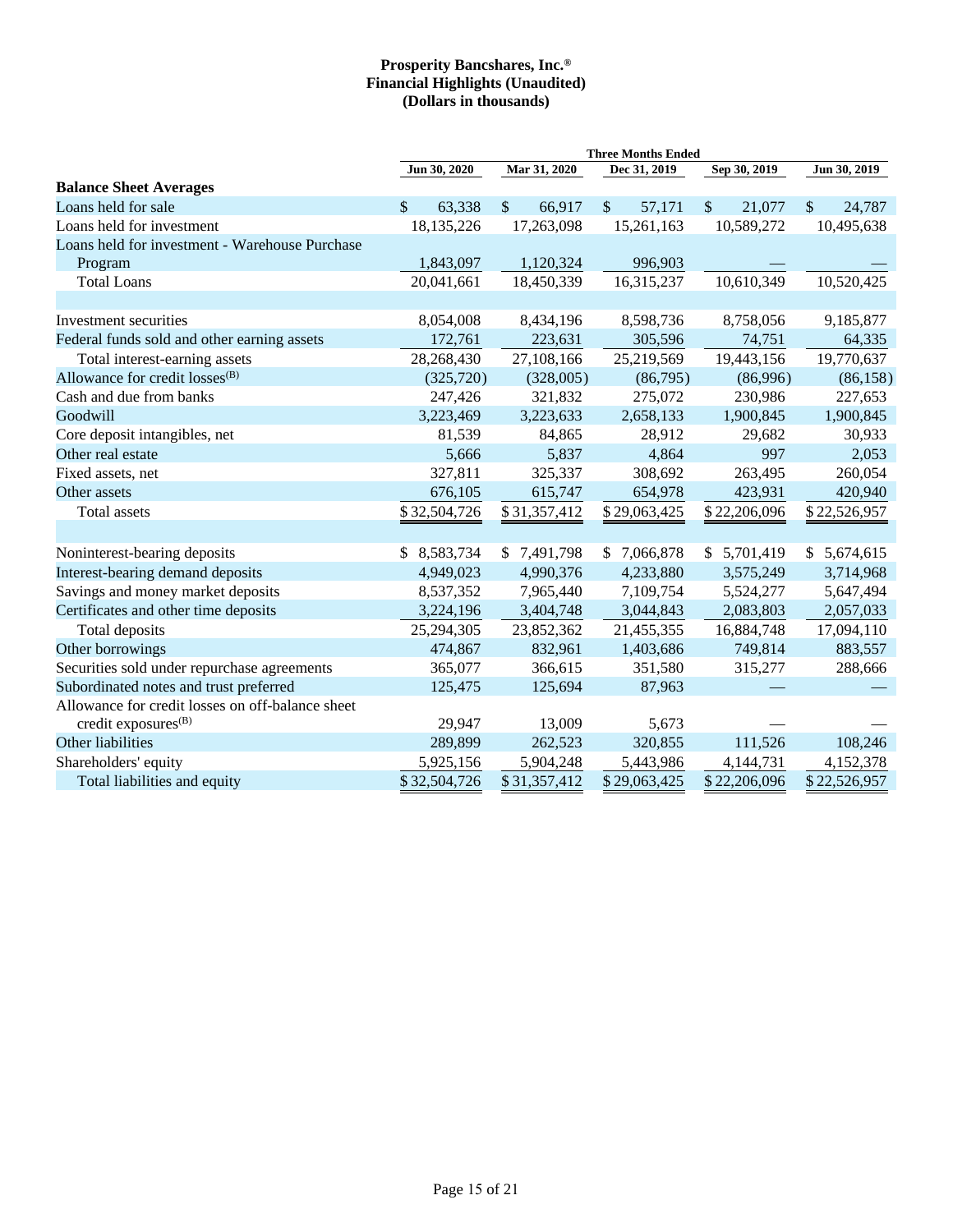**Prosperity Bancshares, Inc.®**
**Financial Highlights (Unaudited)**
**(Dollars in thousands)**

| | Three Months Ended | | | | |
|---|---|---|---|---|---|
| | Jun 30, 2020 | Mar 31, 2020 | Dec 31, 2019 | Sep 30, 2019 | Jun 30, 2019 |
| **Balance Sheet Averages** | | | | | |
| Loans held for sale | $ 63,338 | $ 66,917 | $ 57,171 | $ 21,077 | $ 24,787 |
| Loans held for investment | 18,135,226 | 17,263,098 | 15,261,163 | 10,589,272 | 10,495,638 |
| Loans held for investment - Warehouse Purchase Program | 1,843,097 | 1,120,324 | 996,903 | — | — |
| Total Loans | 20,041,661 | 18,450,339 | 16,315,237 | 10,610,349 | 10,520,425 |
| | | | | | |
| Investment securities | 8,054,008 | 8,434,196 | 8,598,736 | 8,758,056 | 9,185,877 |
| Federal funds sold and other earning assets | 172,761 | 223,631 | 305,596 | 74,751 | 64,335 |
| Total interest-earning assets | 28,268,430 | 27,108,166 | 25,219,569 | 19,443,156 | 19,770,637 |
| Allowance for credit losses[(B)] | (325,720) | (328,005) | (86,795) | (86,996) | (86,158) |
| Cash and due from banks | 247,426 | 321,832 | 275,072 | 230,986 | 227,653 |
| Goodwill | 3,223,469 | 3,223,633 | 2,658,133 | 1,900,845 | 1,900,845 |
| Core deposit intangibles, net | 81,539 | 84,865 | 28,912 | 29,682 | 30,933 |
| Other real estate | 5,666 | 5,837 | 4,864 | 997 | 2,053 |
| Fixed assets, net | 327,811 | 325,337 | 308,692 | 263,495 | 260,054 |
| Other assets | 676,105 | 615,747 | 654,978 | 423,931 | 420,940 |
| Total assets | $ 32,504,726 | $ 31,357,412 | $ 29,063,425 | $ 22,206,096 | $ 22,526,957 |
| | | | | | |
| Noninterest-bearing deposits | $ 8,583,734 | $ 7,491,798 | $ 7,066,878 | $ 5,701,419 | $ 5,674,615 |
| Interest-bearing demand deposits | 4,949,023 | 4,990,376 | 4,233,880 | 3,575,249 | 3,714,968 |
| Savings and money market deposits | 8,537,352 | 7,965,440 | 7,109,754 | 5,524,277 | 5,647,494 |
| Certificates and other time deposits | 3,224,196 | 3,404,748 | 3,044,843 | 2,083,803 | 2,057,033 |
| Total deposits | 25,294,305 | 23,852,362 | 21,455,355 | 16,884,748 | 17,094,110 |
| Other borrowings | 474,867 | 832,961 | 1,403,686 | 749,814 | 883,557 |
| Securities sold under repurchase agreements | 365,077 | 366,615 | 351,580 | 315,277 | 288,666 |
| Subordinated notes and trust preferred | 125,475 | 125,694 | 87,963 | — | — |
| Allowance for credit losses on off-balance sheet credit exposures[(B)] | 29,947 | 13,009 | 5,673 | — | — |
| Other liabilities | 289,899 | 262,523 | 320,855 | 111,526 | 108,246 |
| Shareholders' equity | 5,925,156 | 5,904,248 | 5,443,986 | 4,144,731 | 4,152,378 |
| Total liabilities and equity | $ 32,504,726 | $ 31,357,412 | $ 29,063,425 | $ 22,206,096 | $ 22,526,957 |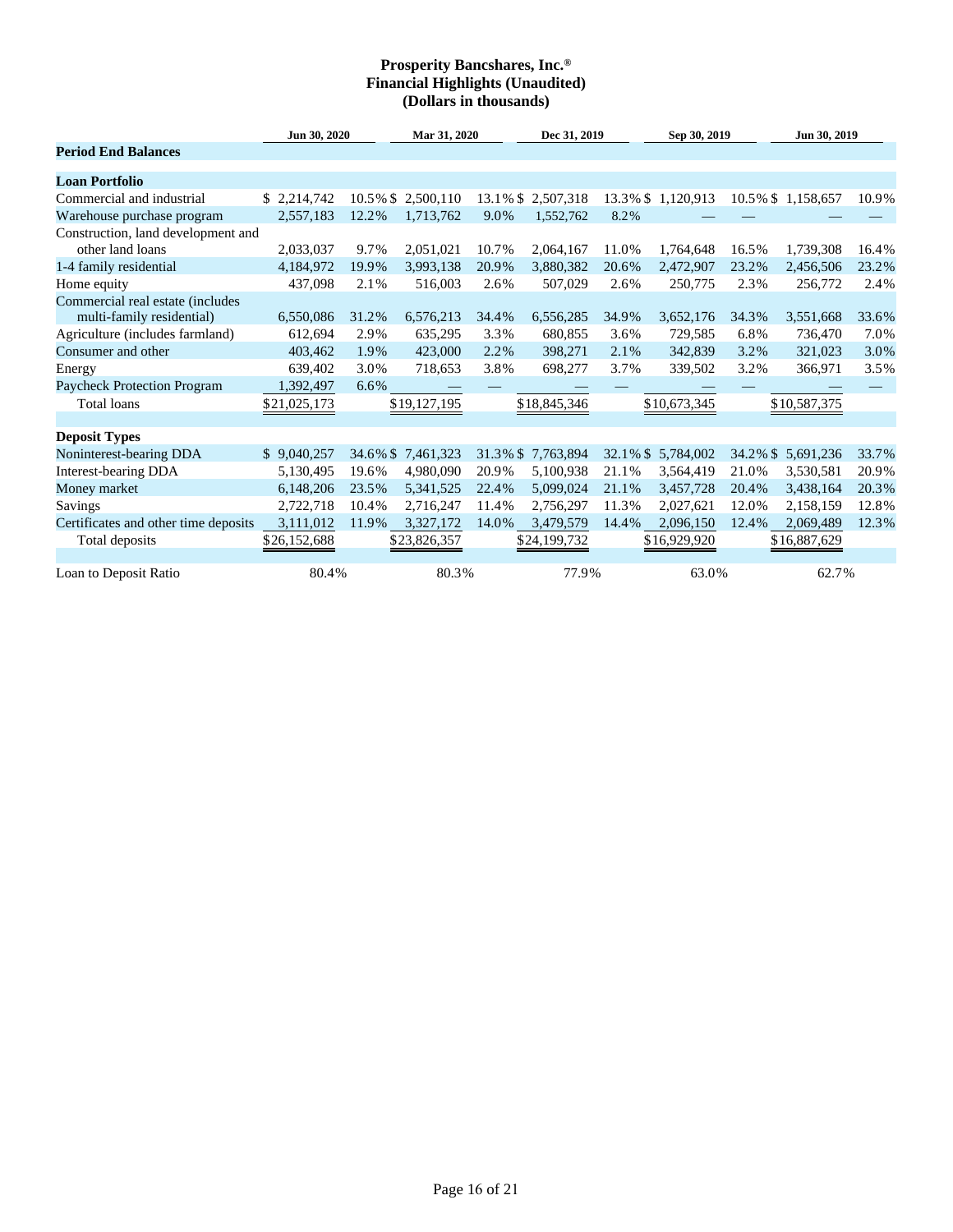**Prosperity Bancshares, Inc.®**
**Financial Highlights (Unaudited)**
**(Dollars in thousands)**

| | Jun 30, 2020 | | Mar 31, 2020 | | Dec 31, 2019 | | Sep 30, 2019 | | Jun 30, 2019 | |
|---|---|---|---|---|---|---|---|---|---|---|
| **Period End Balances** | | | | | | | | | | |
| **Loan Portfolio** | | | | | | | | | | |
| Commercial and industrial | $ 2,214,742 | 10.5 % | $ 2,500,110 | 13.1 % | $ 2,507,318 | 13.3 % | $ 1,120,913 | 10.5 % | $ 1,158,657 | 10.9 % |
| Warehouse purchase program | 2,557,183 | 12.2 % | 1,713,762 | 9.0 % | 1,552,762 | 8.2 % | — | — | — | — |
| Construction, land development and other land loans | 2,033,037 | 9.7 % | 2,051,021 | 10.7 % | 2,064,167 | 11.0 % | 1,764,648 | 16.5 % | 1,739,308 | 16.4 % |
| 1-4 family residential | 4,184,972 | 19.9 % | 3,993,138 | 20.9 % | 3,880,382 | 20.6 % | 2,472,907 | 23.2 % | 2,456,506 | 23.2 % |
| Home equity | 437,098 | 2.1 % | 516,003 | 2.6 % | 507,029 | 2.6 % | 250,775 | 2.3 % | 256,772 | 2.4 % |
| Commercial real estate (includes multi-family residential) | 6,550,086 | 31.2 % | 6,576,213 | 34.4 % | 6,556,285 | 34.9 % | 3,652,176 | 34.3 % | 3,551,668 | 33.6 % |
| Agriculture (includes farmland) | 612,694 | 2.9 % | 635,295 | 3.3 % | 680,855 | 3.6 % | 729,585 | 6.8 % | 736,470 | 7.0 % |
| Consumer and other | 403,462 | 1.9 % | 423,000 | 2.2 % | 398,271 | 2.1 % | 342,839 | 3.2 % | 321,023 | 3.0 % |
| Energy | 639,402 | 3.0 % | 718,653 | 3.8 % | 698,277 | 3.7 % | 339,502 | 3.2 % | 366,971 | 3.5 % |
| Paycheck Protection Program | 1,392,497 | 6.6 % | — | — | — | — | — | — | — | — |
| Total loans | $21,025,173 | | $19,127,195 | | $18,845,346 | | $10,673,345 | | $10,587,375 | |
| **Deposit Types** | | | | | | | | | | |
| Noninterest-bearing DDA | $ 9,040,257 | 34.6 % | $ 7,461,323 | 31.3 % | $ 7,763,894 | 32.1 % | $ 5,784,002 | 34.2 % | $ 5,691,236 | 33.7 % |
| Interest-bearing DDA | 5,130,495 | 19.6 % | 4,980,090 | 20.9 % | 5,100,938 | 21.1 % | 3,564,419 | 21.0 % | 3,530,581 | 20.9 % |
| Money market | 6,148,206 | 23.5 % | 5,341,525 | 22.4 % | 5,099,024 | 21.1 % | 3,457,728 | 20.4 % | 3,438,164 | 20.3 % |
| Savings | 2,722,718 | 10.4 % | 2,716,247 | 11.4 % | 2,756,297 | 11.3 % | 2,027,621 | 12.0 % | 2,158,159 | 12.8 % |
| Certificates and other time deposits | 3,111,012 | 11.9 % | 3,327,172 | 14.0 % | 3,479,579 | 14.4 % | 2,096,150 | 12.4 % | 2,069,489 | 12.3 % |
| Total deposits | $26,152,688 | | $23,826,357 | | $24,199,732 | | $16,929,920 | | $16,887,629 | |
| Loan to Deposit Ratio | 80.4% | | 80.3% | | 77.9% | | 63.0% | | 62.7% | |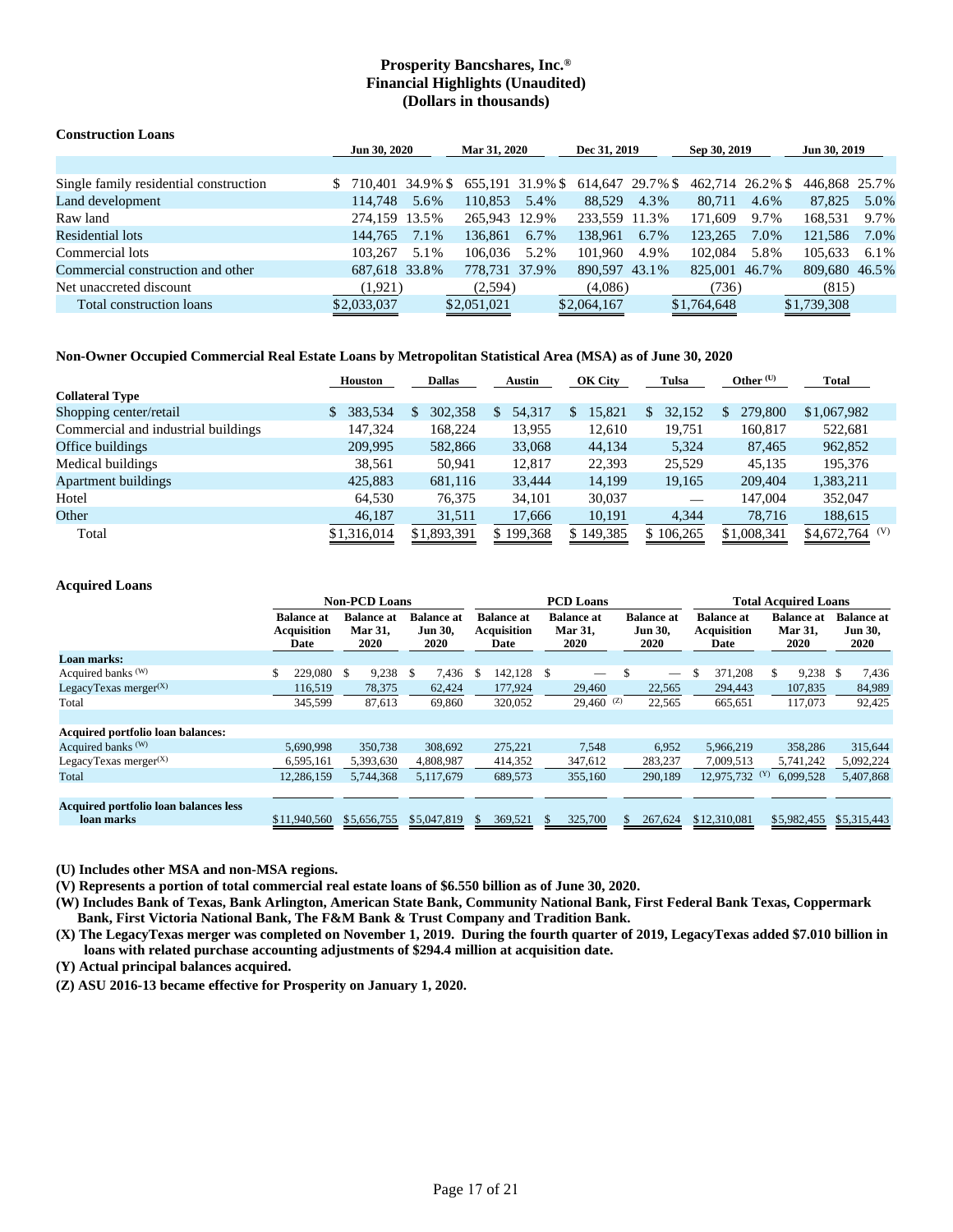**Prosperity Bancshares, Inc.®**
**Financial Highlights (Unaudited)**
**(Dollars in thousands)**

**Construction Loans**

| | Jun 30, 2020 | | Mar 31, 2020 | | Dec 31, 2019 | | Sep 30, 2019 | | Jun 30, 2019 | |
|---|---|---|---|---|---|---|---|---|---|---|
| Single family residential construction | $ 710,401 | 34.9 % | $ 655,191 | 31.9 % | $ 614,647 | 29.7 % | $ 462,714 | 26.2 % | $ 446,868 | 25.7% |
| Land development | 114,748 | 5.6% | 110,853 | 5.4% | 88,529 | 4.3% | 80,711 | 4.6% | 87,825 | 5.0% |
| Raw land | 274,159 | 13.5% | 265,943 | 12.9% | 233,559 | 11.3% | 171,609 | 9.7% | 168,531 | 9.7% |
| Residential lots | 144,765 | 7.1% | 136,861 | 6.7% | 138,961 | 6.7% | 123,265 | 7.0% | 121,586 | 7.0% |
| Commercial lots | 103,267 | 5.1% | 106,036 | 5.2% | 101,960 | 4.9% | 102,084 | 5.8% | 105,633 | 6.1% |
| Commercial construction and other | 687,618 | 33.8% | 778,731 | 37.9% | 890,597 | 43.1% | 825,001 | 46.7% | 809,680 | 46.5% |
| Net unaccreted discount | (1,921) | | (2,594) | | (4,086) | | (736) | | (815) | |
| Total construction loans | $2,033,037 | | $2,051,021 | | $2,064,167 | | $1,764,648 | | $1,739,308 | |

**Non-Owner Occupied Commercial Real Estate Loans by Metropolitan Statistical Area (MSA) as of June 30, 2020**

| | Houston | Dallas | Austin | OK City | Tulsa | Other (U) | Total |
|---|---|---|---|---|---|---|---|
| **Collateral Type** | | | | | | | |
| Shopping center/retail | $ 383,534 | $ 302,358 | $ 54,317 | $ 15,821 | $ 32,152 | $ 279,800 | $1,067,982 |
| Commercial and industrial buildings | 147,324 | 168,224 | 13,955 | 12,610 | 19,751 | 160,817 | 522,681 |
| Office buildings | 209,995 | 582,866 | 33,068 | 44,134 | 5,324 | 87,465 | 962,852 |
| Medical buildings | 38,561 | 50,941 | 12,817 | 22,393 | 25,529 | 45,135 | 195,376 |
| Apartment buildings | 425,883 | 681,116 | 33,444 | 14,199 | 19,165 | 209,404 | 1,383,211 |
| Hotel | 64,530 | 76,375 | 34,101 | 30,037 | — | 147,004 | 352,047 |
| Other | 46,187 | 31,511 | 17,666 | 10,191 | 4,344 | 78,716 | 188,615 |
| Total | $1,316,014 | $1,893,391 | $ 199,368 | $ 149,385 | $ 106,265 | $1,008,341 | $4,672,764 (V) |

**Acquired Loans**

| | Non-PCD Loans | | | PCD Loans | | | Total Acquired Loans | | |
|---|---|---|---|---|---|---|---|---|---|
| | Balance at Acquisition Date | Balance at Mar 31, 2020 | Balance at Jun 30, 2020 | Balance at Acquisition Date | Balance at Mar 31, 2020 | Balance at Jun 30, 2020 | Balance at Acquisition Date | Balance at Mar 31, 2020 | Balance at Jun 30, 2020 |
| **Loan marks:** | | | | | | | | | |
| Acquired banks (W) | $ 229,080 | $ 9,238 | $ 7,436 | $ 142,128 | $ — | $ — | $ 371,208 | $ 9,238 | $ 7,436 |
| LegacyTexas merger(X) | 116,519 | 78,375 | 62,424 | 177,924 | 29,460 | 22,565 | 294,443 | 107,835 | 84,989 |
| Total | 345,599 | 87,613 | 69,860 | 320,052 | 29,460 (Z) | 22,565 | 665,651 | 117,073 | 92,425 |
| **Acquired portfolio loan balances:** | | | | | | | | | |
| Acquired banks (W) | 5,690,998 | 350,738 | 308,692 | 275,221 | 7,548 | 6,952 | 5,966,219 | 358,286 | 315,644 |
| LegacyTexas merger(X) | 6,595,161 | 5,393,630 | 4,808,987 | 414,352 | 347,612 | 283,237 | 7,009,513 | 5,741,242 | 5,092,224 |
| Total | 12,286,159 | 5,744,368 | 5,117,679 | 689,573 | 355,160 | 290,189 | 12,975,732 (Y) | 6,099,528 | 5,407,868 |
| **Acquired portfolio loan balances less loan marks** | $11,940,560 | $5,656,755 | $5,047,819 | $ 369,521 | $ 325,700 | $ 267,624 | $12,310,081 | $5,982,455 | $5,315,443 |

**(U) Includes other MSA and non-MSA regions.**

**(V) Represents a portion of total commercial real estate loans of $6.550 billion as of June 30, 2020.**

**(W) Includes Bank of Texas, Bank Arlington, American State Bank, Community National Bank, First Federal Bank Texas, Coppermark Bank, First Victoria National Bank, The F&M Bank & Trust Company and Tradition Bank.**

**(X) The LegacyTexas merger was completed on November 1, 2019. During the fourth quarter of 2019, LegacyTexas added $7.010 billion in loans with related purchase accounting adjustments of $294.4 million at acquisition date.**

**(Y) Actual principal balances acquired.**

**(Z) ASU 2016-13 became effective for Prosperity on January 1, 2020.**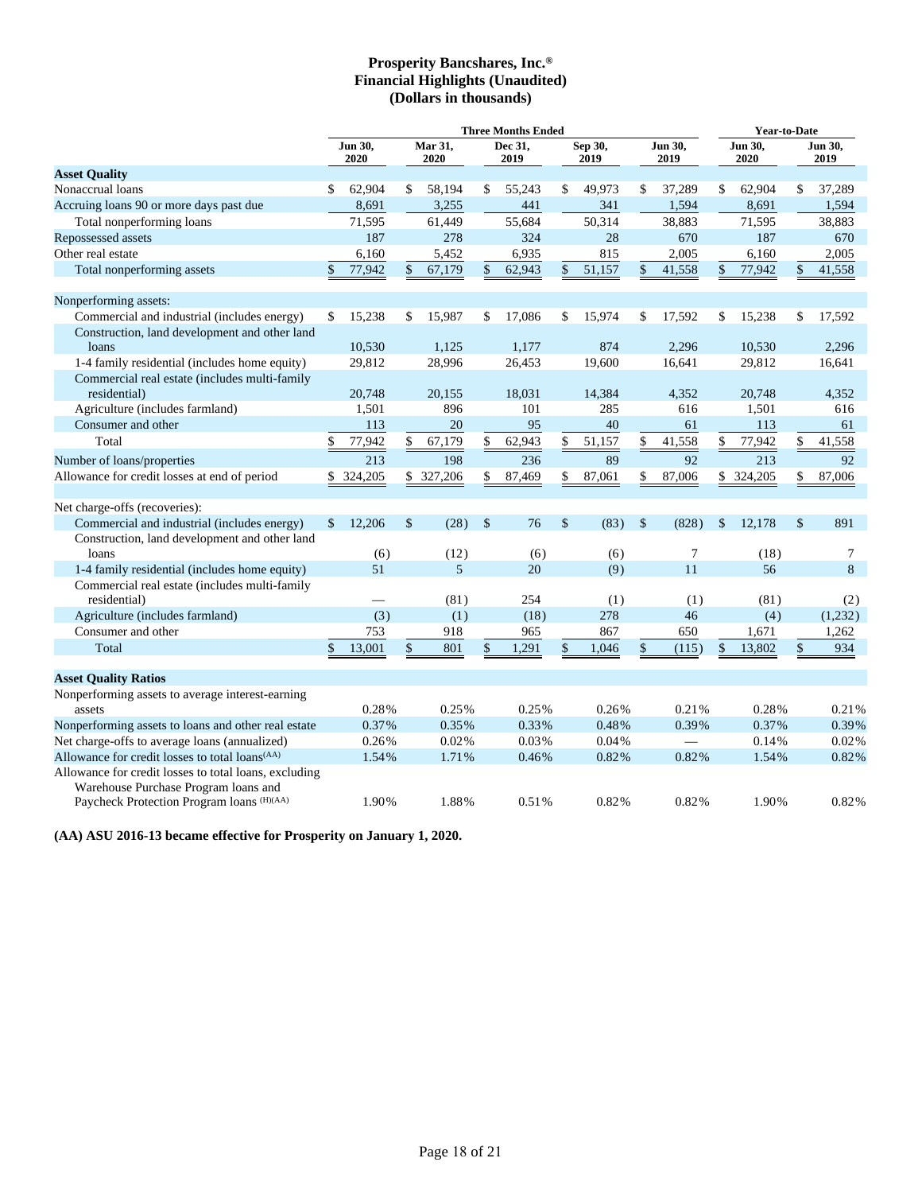# Prosperity Bancshares, Inc.®
## Financial Highlights (Unaudited)
## (Dollars in thousands)

| | Three Months Ended | | | | | Year-to-Date | |
|---|---|---|---|---|---|---|---|
| | Jun 30, 2020 | Mar 31, 2020 | Dec 31, 2019 | Sep 30, 2019 | Jun 30, 2019 | Jun 30, 2020 | Jun 30, 2019 |
| **Asset Quality** | | | | | | | |
| Nonaccrual loans | $ 62,904 | $ 58,194 | $ 55,243 | $ 49,973 | $ 37,289 | $ 62,904 | $ 37,289 |
| Accruing loans 90 or more days past due | 8,691 | 3,255 | 441 | 341 | 1,594 | 8,691 | 1,594 |
| Total nonperforming loans | 71,595 | 61,449 | 55,684 | 50,314 | 38,883 | 71,595 | 38,883 |
| Repossessed assets | 187 | 278 | 324 | 28 | 670 | 187 | 670 |
| Other real estate | 6,160 | 5,452 | 6,935 | 815 | 2,005 | 6,160 | 2,005 |
| Total nonperforming assets | $ 77,942 | $ 67,179 | $ 62,943 | $ 51,157 | $ 41,558 | $ 77,942 | $ 41,558 |
| | | | | | | | |
| Nonperforming assets: | | | | | | | |
| Commercial and industrial (includes energy) | $ 15,238 | $ 15,987 | $ 17,086 | $ 15,974 | $ 17,592 | $ 15,238 | $ 17,592 |
| Construction, land development and other land loans | 10,530 | 1,125 | 1,177 | 874 | 2,296 | 10,530 | 2,296 |
| 1-4 family residential (includes home equity) | 29,812 | 28,996 | 26,453 | 19,600 | 16,641 | 29,812 | 16,641 |
| Commercial real estate (includes multi-family residential) | 20,748 | 20,155 | 18,031 | 14,384 | 4,352 | 20,748 | 4,352 |
| Agriculture (includes farmland) | 1,501 | 896 | 101 | 285 | 616 | 1,501 | 616 |
| Consumer and other | 113 | 20 | 95 | 40 | 61 | 113 | 61 |
| Total | $ 77,942 | $ 67,179 | $ 62,943 | $ 51,157 | $ 41,558 | $ 77,942 | $ 41,558 |
| Number of loans/properties | 213 | 198 | 236 | 89 | 92 | 213 | 92 |
| Allowance for credit losses at end of period | $ 324,205 | $ 327,206 | $ 87,469 | $ 87,061 | $ 87,006 | $ 324,205 | $ 87,006 |
| | | | | | | | |
| Net charge-offs (recoveries): | | | | | | | |
| Commercial and industrial (includes energy) | $ 12,206 | $ (28) | $ 76 | $ (83) | $ (828) | $ 12,178 | $ 891 |
| Construction, land development and other land loans | (6) | (12) | (6) | (6) | 7 | (18) | 7 |
| 1-4 family residential (includes home equity) | 51 | 5 | 20 | (9) | 11 | 56 | 8 |
| Commercial real estate (includes multi-family residential) | — | (81) | 254 | (1) | (1) | (81) | (2) |
| Agriculture (includes farmland) | (3) | (1) | (18) | 278 | 46 | (4) | (1,232) |
| Consumer and other | 753 | 918 | 965 | 867 | 650 | 1,671 | 1,262 |
| Total | $ 13,001 | $ 801 | $ 1,291 | $ 1,046 | $ (115) | $ 13,802 | $ 934 |
| | | | | | | | |
| **Asset Quality Ratios** | | | | | | | |
| Nonperforming assets to average interest-earning assets | 0.28% | 0.25% | 0.25% | 0.26% | 0.21% | 0.28% | 0.21% |
| Nonperforming assets to loans and other real estate | 0.37% | 0.35% | 0.33% | 0.48% | 0.39% | 0.37% | 0.39% |
| Net charge-offs to average loans (annualized) | 0.26% | 0.02% | 0.03% | 0.04% | — | 0.14% | 0.02% |
| Allowance for credit losses to total loans(AA) | 1.54% | 1.71% | 0.46% | 0.82% | 0.82% | 1.54% | 0.82% |
| Allowance for credit losses to total loans, excluding Warehouse Purchase Program loans and Paycheck Protection Program loans (H)(AA) | 1.90% | 1.88% | 0.51% | 0.82% | 0.82% | 1.90% | 0.82% |

**(AA) ASU 2016-13 became effective for Prosperity on January 1, 2020.**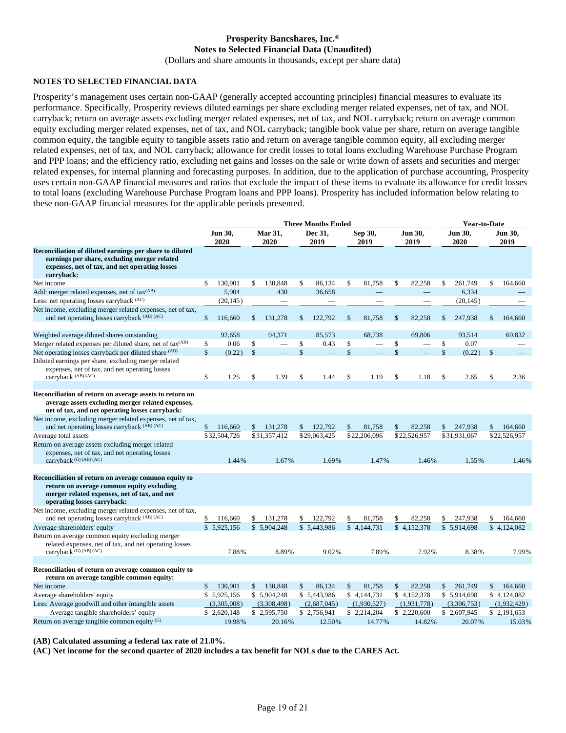# Prosperity Bancshares, Inc.®

## Notes to Selected Financial Data (Unaudited)

(Dollars and share amounts in thousands, except per share data)

### NOTES TO SELECTED FINANCIAL DATA

Prosperity's management uses certain non-GAAP (generally accepted accounting principles) financial measures to evaluate its performance. Specifically, Prosperity reviews diluted earnings per share excluding merger related expenses, net of tax, and NOL carryback; return on average assets excluding merger related expenses, net of tax, and NOL carryback; return on average common equity excluding merger related expenses, net of tax, and NOL carryback; tangible book value per share, return on average tangible common equity, the tangible equity to tangible assets ratio and return on average tangible common equity, all excluding merger related expenses, net of tax, and NOL carryback; allowance for credit losses to total loans excluding Warehouse Purchase Program and PPP loans; and the efficiency ratio, excluding net gains and losses on the sale or write down of assets and securities and merger related expenses, for internal planning and forecasting purposes. In addition, due to the application of purchase accounting, Prosperity uses certain non-GAAP financial measures and ratios that exclude the impact of these items to evaluate its allowance for credit losses to total loans (excluding Warehouse Purchase Program loans and PPP loans). Prosperity has included information below relating to these non-GAAP financial measures for the applicable periods presented.

| | Three Months Ended | | | | | Year-to-Date | |
|---|---|---|---|---|---|---|---|
| | Jun 30, 2020 | Mar 31, 2020 | Dec 31, 2019 | Sep 30, 2019 | Jun 30, 2019 | Jun 30, 2020 | Jun 30, 2019 |
| **Reconciliation of diluted earnings per share to diluted earnings per share, excluding merger related expenses, net of tax, and net operating losses carryback:** | | | | | | | |
| Net income | $ 130,901 | $ 130,848 | $ 86,134 | $ 81,758 | $ 82,258 | $ 261,749 | $ 164,660 |
| Add: merger related expenses, net of tax[(AB)] | 5,904 | 430 | 36,658 | — | — | 6,334 | — |
| Less: net operating losses carryback [(AC)] | (20,145) | — | — | — | — | (20,145) | — |
| Net income, excluding merger related expenses, net of tax, and net operating losses carryback [(AB) (AC)] | $ 116,660 | $ 131,278 | $ 122,792 | $ 81,758 | $ 82,258 | $ 247,938 | $ 164,660 |
| | | | | | | | |
| Weighted average diluted shares outstanding | 92,658 | 94,371 | 85,573 | 68,738 | 69,806 | 93,514 | 69,832 |
| Merger related expenses per diluted share, net of tax[(AB)] | $ 0.06 | $ — | $ 0.43 | $ — | $ — | $ 0.07 | — |
| Net operating losses carryback per diluted share [(AB)] | $ (0.22) | $ — | $ — | $ — | $ — | $ (0.22) | $ — |
| Diluted earnings per share, excluding merger related expenses, net of tax, and net operating losses carryback [(AB) (AC)] | $ 1.25 | $ 1.39 | $ 1.44 | $ 1.19 | $ 1.18 | $ 2.65 | $ 2.36 |
| | | | | | | | |
| **Reconciliation of return on average assets to return on average assets excluding merger related expenses, net of tax, and net operating losses carryback:** | | | | | | | |
| Net income, excluding merger related expenses, net of tax, and net operating losses carryback [(AB) (AC)] | $ 116,660 | $ 131,278 | $ 122,792 | $ 81,758 | $ 82,258 | $ 247,938 | $ 164,660 |
| Average total assets | $32,504,726 | $31,357,412 | $29,063,425 | $22,206,096 | $22,526,957 | $31,931,067 | $22,526,957 |
| Return on average assets excluding merger related expenses, net of tax, and net operating losses carryback [(G) (AB) (AC)] | 1.44% | 1.67% | 1.69% | 1.47% | 1.46% | 1.55% | 1.46% |
| | | | | | | | |
| **Reconciliation of return on average common equity to return on average common equity excluding merger related expenses, net of tax, and net operating losses carryback:** | | | | | | | |
| Net income, excluding merger related expenses, net of tax, and net operating losses carryback [(AB) (AC)] | $ 116,660 | $ 131,278 | $ 122,792 | $ 81,758 | $ 82,258 | $ 247,938 | $ 164,660 |
| Average shareholders' equity | $ 5,925,156 | $ 5,904,248 | $ 5,443,986 | $ 4,144,731 | $ 4,152,378 | $ 5,914,698 | $ 4,124,082 |
| Return on average common equity excluding merger related expenses, net of tax, and net operating losses carryback [(G) (AB) (AC)] | 7.88% | 8.89% | 9.02% | 7.89% | 7.92% | 8.38% | 7.99% |
| | | | | | | | |
| **Reconciliation of return on average common equity to return on average tangible common equity:** | | | | | | | |
| Net income | $ 130,901 | $ 130,848 | $ 86,134 | $ 81,758 | $ 82,258 | $ 261,749 | $ 164,660 |
| Average shareholders' equity | $ 5,925,156 | $ 5,904,248 | $ 5,443,986 | $ 4,144,731 | $ 4,152,378 | $ 5,914,698 | $ 4,124,082 |
| Less: Average goodwill and other intangible assets | (3,305,008) | (3,308,498) | (2,687,045) | (1,930,527) | (1,931,778) | (3,306,753) | (1,932,429) |
| Average tangible shareholders' equity | $ 2,620,148 | $ 2,595,750 | $ 2,756,941 | $ 2,214,204 | $ 2,220,600 | $ 2,607,945 | $ 2,191,653 |
| Return on average tangible common equity [(G)] | 19.98% | 20.16% | 12.50% | 14.77% | 14.82% | 20.07% | 15.03% |

**(AB) Calculated assuming a federal tax rate of 21.0%.**

**(AC) Net income for the second quarter of 2020 includes a tax benefit for NOLs due to the CARES Act.**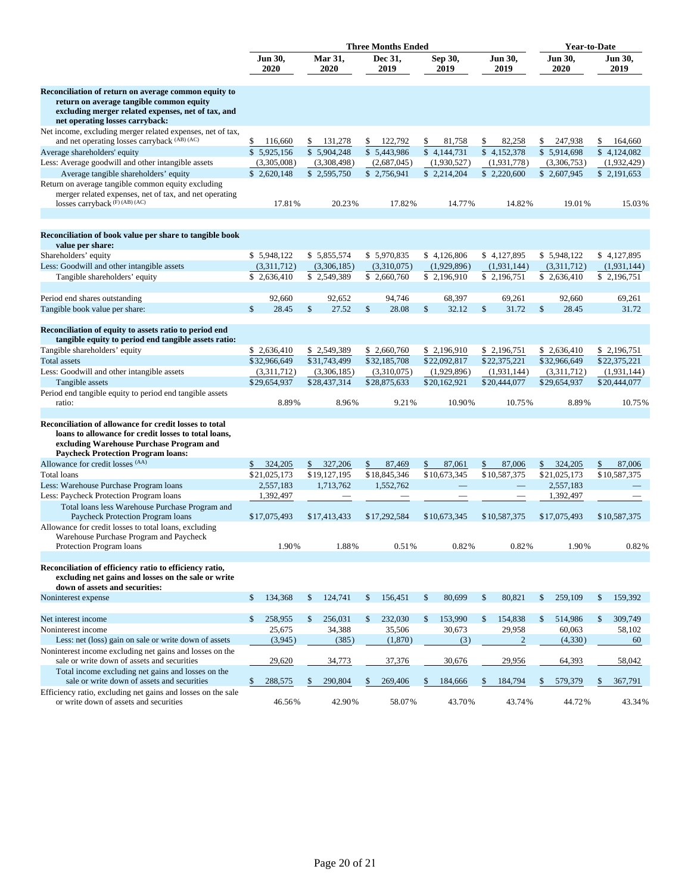| | Three Months Ended | | | | | Year-to-Date | |
|---|---|---|---|---|---|---|---|
| | Jun 30, 2020 | Mar 31, 2020 | Dec 31, 2019 | Sep 30, 2019 | Jun 30, 2019 | Jun 30, 2020 | Jun 30, 2019 |
| **Reconciliation of return on average common equity to return on average tangible common equity excluding merger related expenses, net of tax, and net operating losses carryback:** | | | | | | | |
| Net income, excluding merger related expenses, net of tax, and net operating losses carryback (AB) (AC) | $ 116,660 | $ 131,278 | $ 122,792 | $ 81,758 | $ 82,258 | $ 247,938 | $ 164,660 |
| Average shareholders' equity | $ 5,925,156 | $ 5,904,248 | $ 5,443,986 | $ 4,144,731 | $ 4,152,378 | $ 5,914,698 | $ 4,124,082 |
| Less: Average goodwill and other intangible assets | (3,305,008) | (3,308,498) | (2,687,045) | (1,930,527) | (1,931,778) | (3,306,753) | (1,932,429) |
| Average tangible shareholders' equity | $ 2,620,148 | $ 2,595,750 | $ 2,756,941 | $ 2,214,204 | $ 2,220,600 | $ 2,607,945 | $ 2,191,653 |
| Return on average tangible common equity excluding merger related expenses, net of tax, and net operating losses carryback (F) (AB) (AC) | 17.81% | 20.23% | 17.82% | 14.77% | 14.82% | 19.01% | 15.03% |
| **Reconciliation of book value per share to tangible book value per share:** | | | | | | | |
| Shareholders' equity | $ 5,948,122 | $ 5,855,574 | $ 5,970,835 | $ 4,126,806 | $ 4,127,895 | $ 5,948,122 | $ 4,127,895 |
| Less: Goodwill and other intangible assets | (3,311,712) | (3,306,185) | (3,310,075) | (1,929,896) | (1,931,144) | (3,311,712) | (1,931,144) |
| Tangible shareholders' equity | $ 2,636,410 | $ 2,549,389 | $ 2,660,760 | $ 2,196,910 | $ 2,196,751 | $ 2,636,410 | $ 2,196,751 |
| Period end shares outstanding | 92,660 | 92,652 | 94,746 | 68,397 | 69,261 | 92,660 | 69,261 |
| Tangible book value per share: | $ 28.45 | $ 27.52 | $ 28.08 | $ 32.12 | $ 31.72 | $ 28.45 | 31.72 |
| **Reconciliation of equity to assets ratio to period end tangible equity to period end tangible assets ratio:** | | | | | | | |
| Tangible shareholders' equity | $ 2,636,410 | $ 2,549,389 | $ 2,660,760 | $ 2,196,910 | $ 2,196,751 | $ 2,636,410 | $ 2,196,751 |
| Total assets | $32,966,649 | $31,743,499 | $32,185,708 | $22,092,817 | $22,375,221 | $32,966,649 | $22,375,221 |
| Less: Goodwill and other intangible assets | (3,311,712) | (3,306,185) | (3,310,075) | (1,929,896) | (1,931,144) | (3,311,712) | (1,931,144) |
| Tangible assets | $29,654,937 | $28,437,314 | $28,875,633 | $20,162,921 | $20,444,077 | $29,654,937 | $20,444,077 |
| Period end tangible equity to period end tangible assets ratio: | 8.89% | 8.96% | 9.21% | 10.90% | 10.75% | 8.89% | 10.75% |
| **Reconciliation of allowance for credit losses to total loans to allowance for credit losses to total loans, excluding Warehouse Purchase Program and Paycheck Protection Program loans:** | | | | | | | |
| Allowance for credit losses (AA) | $ 324,205 | $ 327,206 | $ 87,469 | $ 87,061 | $ 87,006 | $ 324,205 | $ 87,006 |
| Total loans | $21,025,173 | $19,127,195 | $18,845,346 | $10,673,345 | $10,587,375 | $21,025,173 | $10,587,375 |
| Less: Warehouse Purchase Program loans | 2,557,183 | 1,713,762 | 1,552,762 | — | — | 2,557,183 | — |
| Less: Paycheck Protection Program loans | 1,392,497 | — | — | — | — | 1,392,497 | — |
| Total loans less Warehouse Purchase Program and Paycheck Protection Program loans | $17,075,493 | $17,413,433 | $17,292,584 | $10,673,345 | $10,587,375 | $17,075,493 | $10,587,375 |
| Allowance for credit losses to total loans, excluding Warehouse Purchase Program and Paycheck Protection Program loans | 1.90% | 1.88% | 0.51% | 0.82% | 0.82% | 1.90% | 0.82% |
| **Reconciliation of efficiency ratio to efficiency ratio, excluding net gains and losses on the sale or write down of assets and securities:** | | | | | | | |
| Noninterest expense | $ 134,368 | $ 124,741 | $ 156,451 | $ 80,699 | $ 80,821 | $ 259,109 | $ 159,392 |
| Net interest income | $ 258,955 | $ 256,031 | $ 232,030 | $ 153,990 | $ 154,838 | $ 514,986 | $ 309,749 |
| Noninterest income | 25,675 | 34,388 | 35,506 | 30,673 | 29,958 | 60,063 | 58,102 |
| Less: net (loss) gain on sale or write down of assets | (3,945) | (385) | (1,870) | (3) | 2 | (4,330) | 60 |
| Noninterest income excluding net gains and losses on the sale or write down of assets and securities | 29,620 | 34,773 | 37,376 | 30,676 | 29,956 | 64,393 | 58,042 |
| Total income excluding net gains and losses on the sale or write down of assets and securities | $ 288,575 | $ 290,804 | $ 269,406 | $ 184,666 | $ 184,794 | $ 579,379 | $ 367,791 |
| Efficiency ratio, excluding net gains and losses on the sale or write down of assets and securities | 46.56% | 42.90% | 58.07% | 43.70% | 43.74% | 44.72% | 43.34% |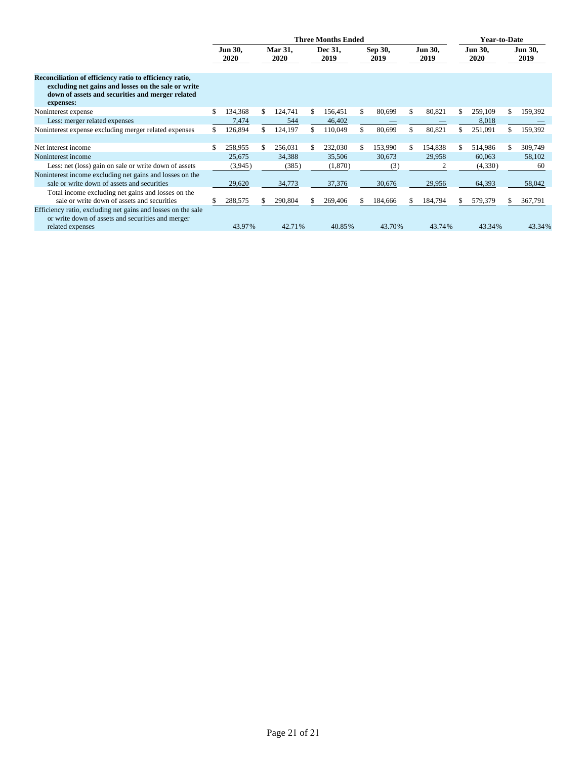| | Three Months Ended | | | | | Year-to-Date | |
|---|---|---|---|---|---|---|---|
| | Jun 30, 2020 | Mar 31, 2020 | Dec 31, 2019 | Sep 30, 2019 | Jun 30, 2019 | Jun 30, 2020 | Jun 30, 2019 |
| **Reconciliation of efficiency ratio to efficiency ratio, excluding net gains and losses on the sale or write down of assets and securities and merger related expenses:** | | | | | | | |
| Noninterest expense | $ 134,368 | $ 124,741 | $ 156,451 | $ 80,699 | $ 80,821 | $ 259,109 | $ 159,392 |
| Less: merger related expenses | 7,474 | 544 | 46,402 | — | — | 8,018 | — |
| Noninterest expense excluding merger related expenses | $ 126,894 | $ 124,197 | $ 110,049 | $ 80,699 | $ 80,821 | $ 251,091 | $ 159,392 |
| | | | | | | | |
| Net interest income | $ 258,955 | $ 256,031 | $ 232,030 | $ 153,990 | $ 154,838 | $ 514,986 | $ 309,749 |
| Noninterest income | 25,675 | 34,388 | 35,506 | 30,673 | 29,958 | 60,063 | 58,102 |
| Less: net (loss) gain on sale or write down of assets | (3,945) | (385) | (1,870) | (3) | 2 | (4,330) | 60 |
| Noninterest income excluding net gains and losses on the sale or write down of assets and securities | 29,620 | 34,773 | 37,376 | 30,676 | 29,956 | 64,393 | 58,042 |
| Total income excluding net gains and losses on the sale or write down of assets and securities | $ 288,575 | $ 290,804 | $ 269,406 | $ 184,666 | $ 184,794 | $ 579,379 | $ 367,791 |
| Efficiency ratio, excluding net gains and losses on the sale or write down of assets and securities and merger related expenses | 43.97% | 42.71% | 40.85% | 43.70% | 43.74% | 43.34% | 43.34% |